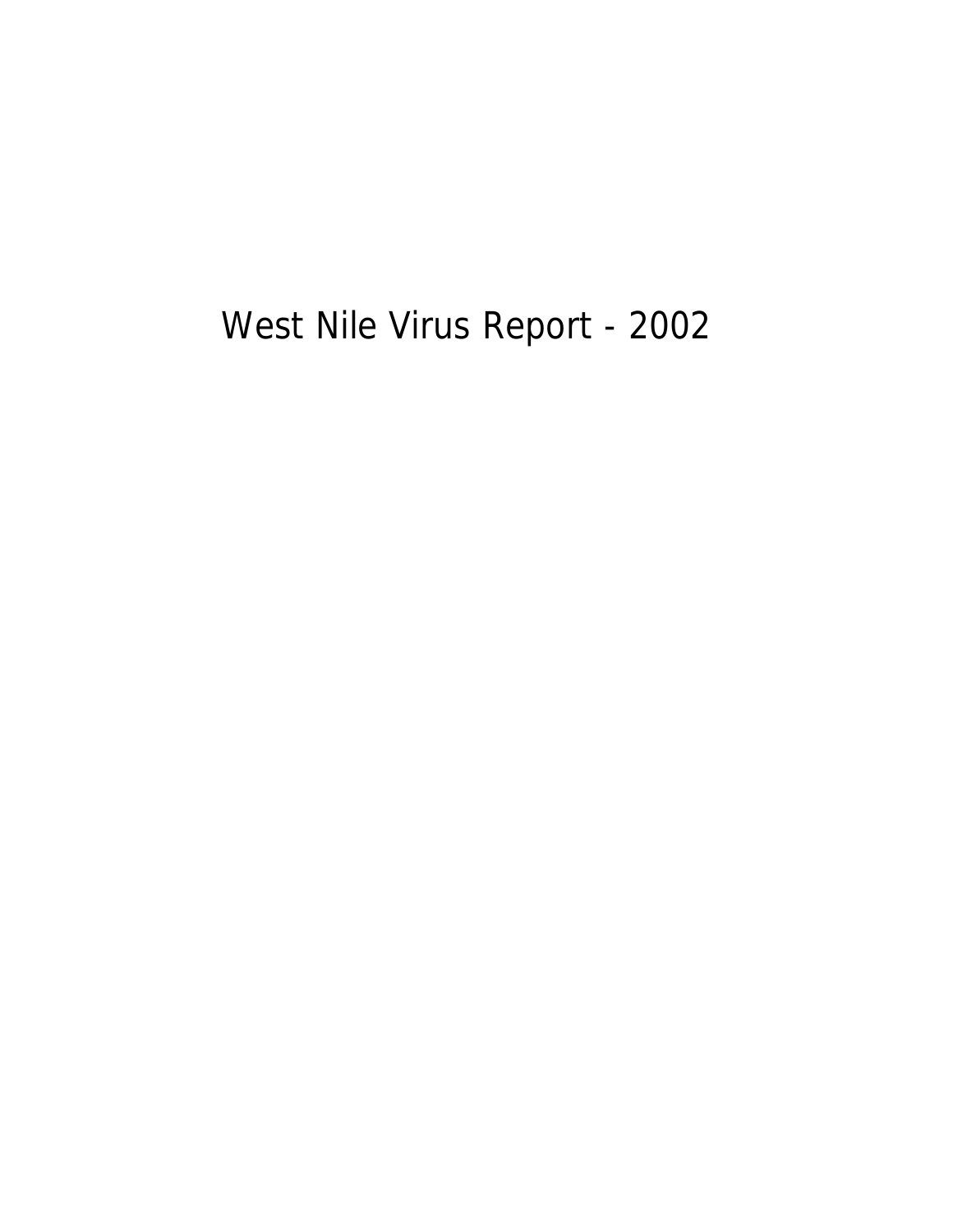# West Nile Virus Report - 2002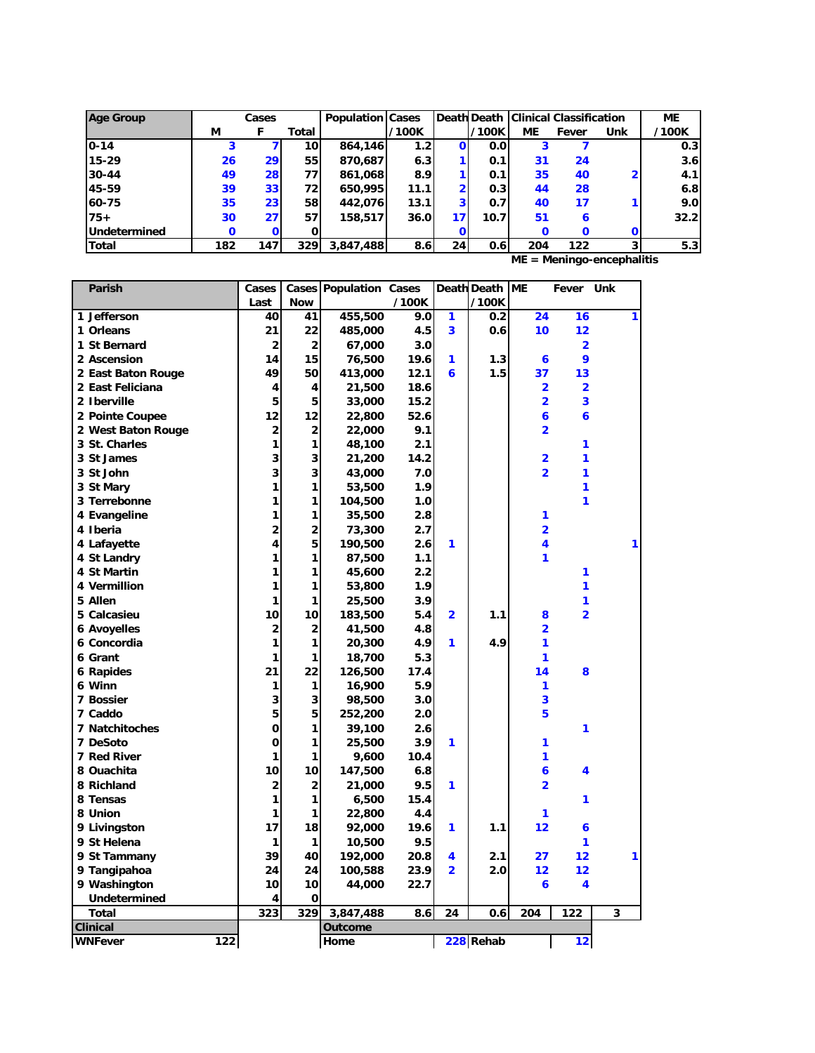| Age Group | Cases | | | Population | Cases | Death | Death | Clinical Classification | | | ME |
|---|---|---|---|---|---|---|---|---|---|---|---|
| | M | F | Total | | /100K | | /100K | ME | Fever | Unk | /100K |
| 0-14 | 3 | 7 | 10 | 864,146 | 1.2 | 0 | 0.0 | 3 | 7 | | 0.3 |
| 15-29 | 26 | 29 | 55 | 870,687 | 6.3 | 1 | 0.1 | 31 | 24 | | 3.6 |
| 30-44 | 49 | 28 | 77 | 861,068 | 8.9 | 1 | 0.1 | 35 | 40 | 2 | 4.1 |
| 45-59 | 39 | 33 | 72 | 650,995 | 11.1 | 2 | 0.3 | 44 | 28 | | 6.8 |
| 60-75 | 35 | 23 | 58 | 442,076 | 13.1 | 3 | 0.7 | 40 | 17 | 1 | 9.0 |
| 75+ | 30 | 27 | 57 | 158,517 | 36.0 | 17 | 10.7 | 51 | 6 | | 32.2 |
| Undetermined | 0 | 0 | 0 | | | 0 | | 0 | 0 | 0 | |
| Total | 182 | 147 | 329 | 3,847,488 | 8.6 | 24 | 0.6 | 204 | 122 | 3 | 5.3 |

ME = Meningo-encephalitis

| Parish | Cases Last | Cases Now | Population | Cases /100K | Death | Death /100K | ME | Fever | Unk |
|---|---|---|---|---|---|---|---|---|---|
| 1 Jefferson | 40 | 41 | 455,500 | 9.0 | 1 | 0.2 | 24 | 16 | 1 |
| 1 Orleans | 21 | 22 | 485,000 | 4.5 | 3 | 0.6 | 10 | 12 | |
| 1 St Bernard | 2 | 2 | 67,000 | 3.0 | | | | 2 | |
| 2 Ascension | 14 | 15 | 76,500 | 19.6 | 1 | 1.3 | 6 | 9 | |
| 2 East Baton Rouge | 49 | 50 | 413,000 | 12.1 | 6 | 1.5 | 37 | 13 | |
| 2 East Feliciana | 4 | 4 | 21,500 | 18.6 | | | 2 | 2 | |
| 2 Iberville | 5 | 5 | 33,000 | 15.2 | | | 2 | 3 | |
| 2 Pointe Coupee | 12 | 12 | 22,800 | 52.6 | | | 6 | 6 | |
| 2 West Baton Rouge | 2 | 2 | 22,000 | 9.1 | | | 2 | | |
| 3 St. Charles | 1 | 1 | 48,100 | 2.1 | | | | 1 | |
| 3 St James | 3 | 3 | 21,200 | 14.2 | | | 2 | 1 | |
| 3 St John | 3 | 3 | 43,000 | 7.0 | | | 2 | 1 | |
| 3 St Mary | 1 | 1 | 53,500 | 1.9 | | | | 1 | |
| 3 Terrebonne | 1 | 1 | 104,500 | 1.0 | | | | 1 | |
| 4 Evangeline | 1 | 1 | 35,500 | 2.8 | | | 1 | | |
| 4 Iberia | 2 | 2 | 73,300 | 2.7 | | | 2 | | |
| 4 Lafayette | 4 | 5 | 190,500 | 2.6 | 1 | | 4 | | 1 |
| 4 St Landry | 1 | 1 | 87,500 | 1.1 | | | 1 | | |
| 4 St Martin | 1 | 1 | 45,600 | 2.2 | | | | 1 | |
| 4 Vermillion | 1 | 1 | 53,800 | 1.9 | | | | 1 | |
| 5 Allen | 1 | 1 | 25,500 | 3.9 | | | | 1 | |
| 5 Calcasieu | 10 | 10 | 183,500 | 5.4 | 2 | 1.1 | 8 | 2 | |
| 6 Avoyelles | 2 | 2 | 41,500 | 4.8 | | | 2 | | |
| 6 Concordia | 1 | 1 | 20,300 | 4.9 | 1 | 4.9 | 1 | | |
| 6 Grant | 1 | 1 | 18,700 | 5.3 | | | 1 | | |
| 6 Rapides | 21 | 22 | 126,500 | 17.4 | | | 14 | 8 | |
| 6 Winn | 1 | 1 | 16,900 | 5.9 | | | 1 | | |
| 7 Bossier | 3 | 3 | 98,500 | 3.0 | | | 3 | | |
| 7 Caddo | 5 | 5 | 252,200 | 2.0 | | | 5 | | |
| 7 Natchitoches | 0 | 1 | 39,100 | 2.6 | | | | 1 | |
| 7 DeSoto | 0 | 1 | 25,500 | 3.9 | 1 | | 1 | | |
| 7 Red River | 1 | 1 | 9,600 | 10.4 | | | 1 | | |
| 8 Ouachita | 10 | 10 | 147,500 | 6.8 | | | 6 | 4 | |
| 8 Richland | 2 | 2 | 21,000 | 9.5 | 1 | | 2 | | |
| 8 Tensas | 1 | 1 | 6,500 | 15.4 | | | | 1 | |
| 8 Union | 1 | 1 | 22,800 | 4.4 | | | 1 | | |
| 9 Livingston | 17 | 18 | 92,000 | 19.6 | 1 | 1.1 | 12 | 6 | |
| 9 St Helena | 1 | 1 | 10,500 | 9.5 | | | | 1 | |
| 9 St Tammany | 39 | 40 | 192,000 | 20.8 | 4 | 2.1 | 27 | 12 | 1 |
| 9 Tangipahoa | 24 | 24 | 100,588 | 23.9 | 2 | 2.0 | 12 | 12 | |
| 9 Washington | 10 | 10 | 44,000 | 22.7 | | | 6 | 4 | |
| Undetermined | 4 | 0 | | | | | | | |
| Total | 323 | 329 | 3,847,488 | 8.6 | 24 | 0.6 | 204 | 122 | 3 |

| Clinical | | Outcome | | | |
|---|---|---|---|---|---|
| WNFever | 122 | Home | 228 | Rehab | 12 |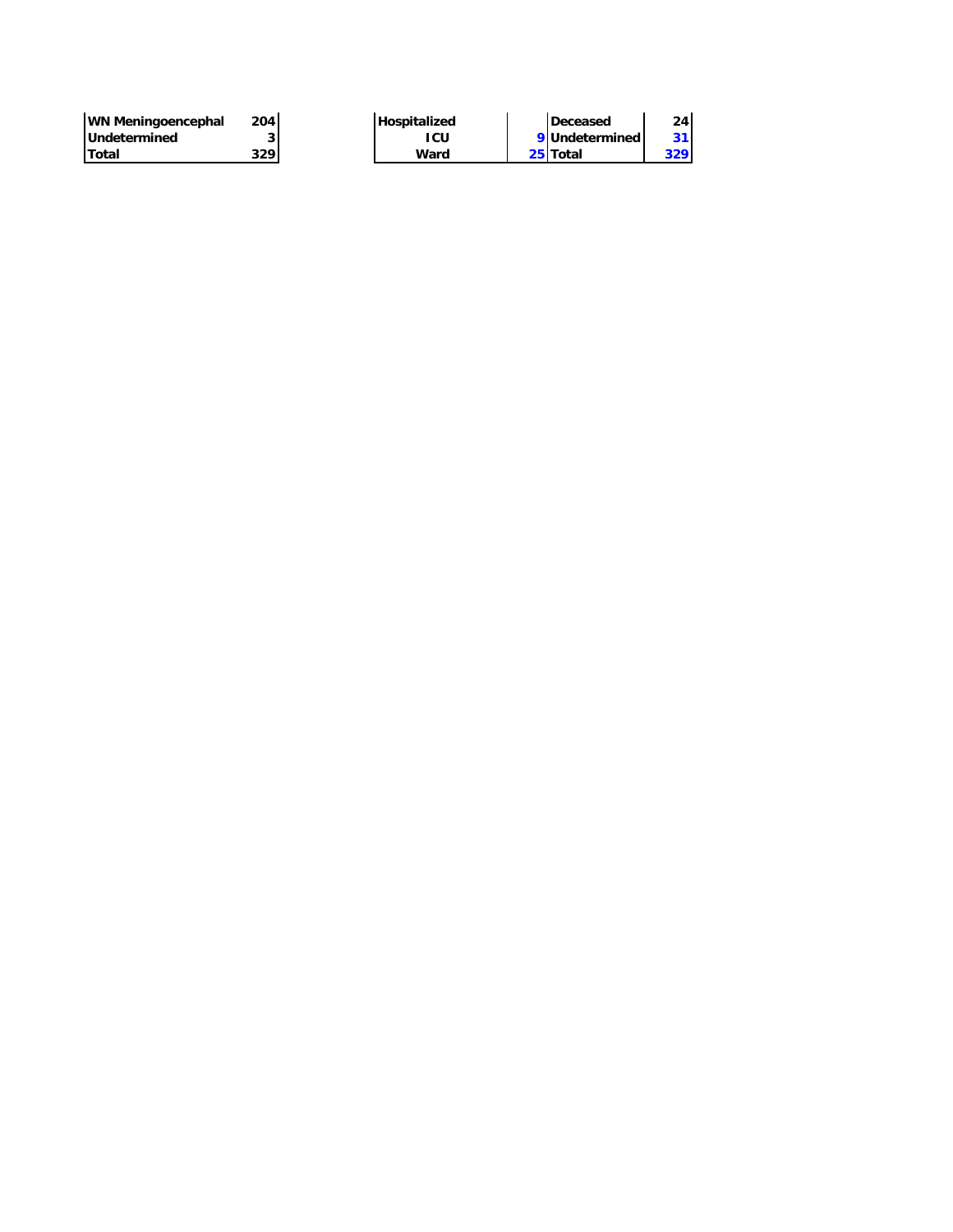| WN Meningoencephal | 204 |
| --- | --- |
| Undetermined | 3 |
| Total | 329 |

| Hospitalized | | Deceased | 24 |
| --- | --- | --- | --- |
| ICU | 9 | Undetermined | 31 |
| Ward | 25 | Total | 329 |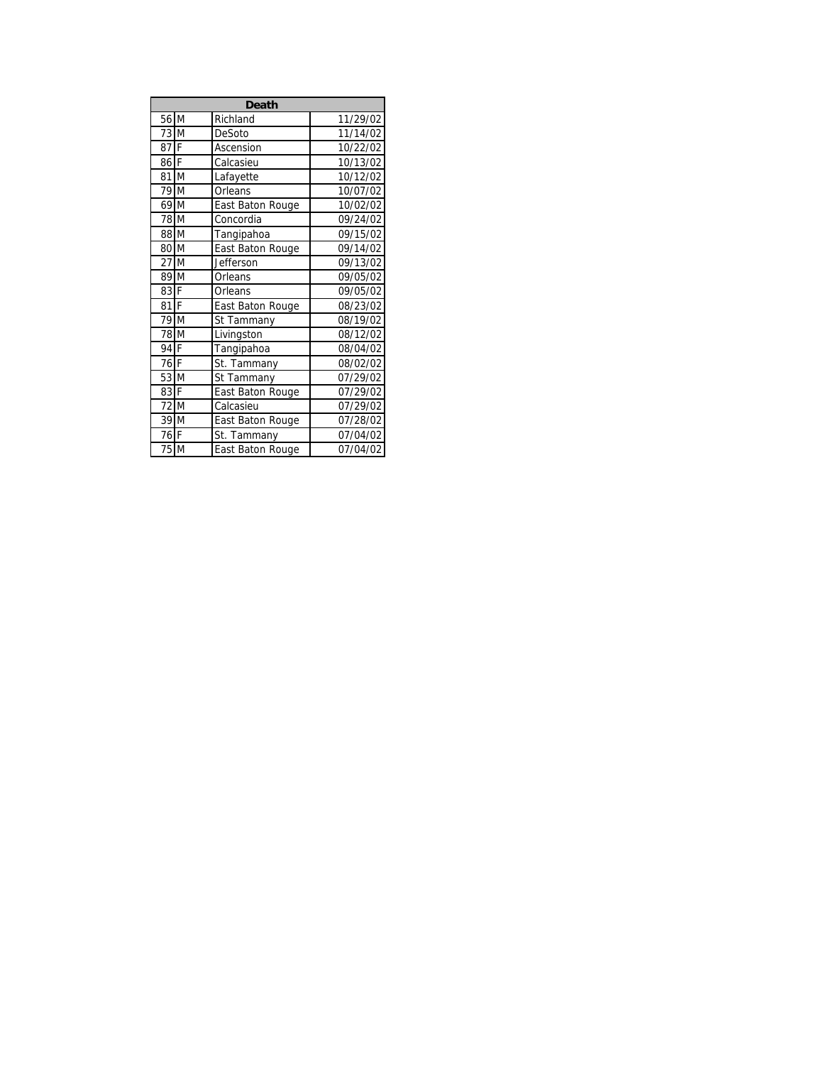| Death | | | |
|---|---|---|---|
| 56 | M | Richland | 11/29/02 |
| 73 | M | DeSoto | 11/14/02 |
| 87 | F | Ascension | 10/22/02 |
| 86 | F | Calcasieu | 10/13/02 |
| 81 | M | Lafayette | 10/12/02 |
| 79 | M | Orleans | 10/07/02 |
| 69 | M | East Baton Rouge | 10/02/02 |
| 78 | M | Concordia | 09/24/02 |
| 88 | M | Tangipahoa | 09/15/02 |
| 80 | M | East Baton Rouge | 09/14/02 |
| 27 | M | Jefferson | 09/13/02 |
| 89 | M | Orleans | 09/05/02 |
| 83 | F | Orleans | 09/05/02 |
| 81 | F | East Baton Rouge | 08/23/02 |
| 79 | M | St Tammany | 08/19/02 |
| 78 | M | Livingston | 08/12/02 |
| 94 | F | Tangipahoa | 08/04/02 |
| 76 | F | St. Tammany | 08/02/02 |
| 53 | M | St Tammany | 07/29/02 |
| 83 | F | East Baton Rouge | 07/29/02 |
| 72 | M | Calcasieu | 07/29/02 |
| 39 | M | East Baton Rouge | 07/28/02 |
| 76 | F | St. Tammany | 07/04/02 |
| 75 | M | East Baton Rouge | 07/04/02 |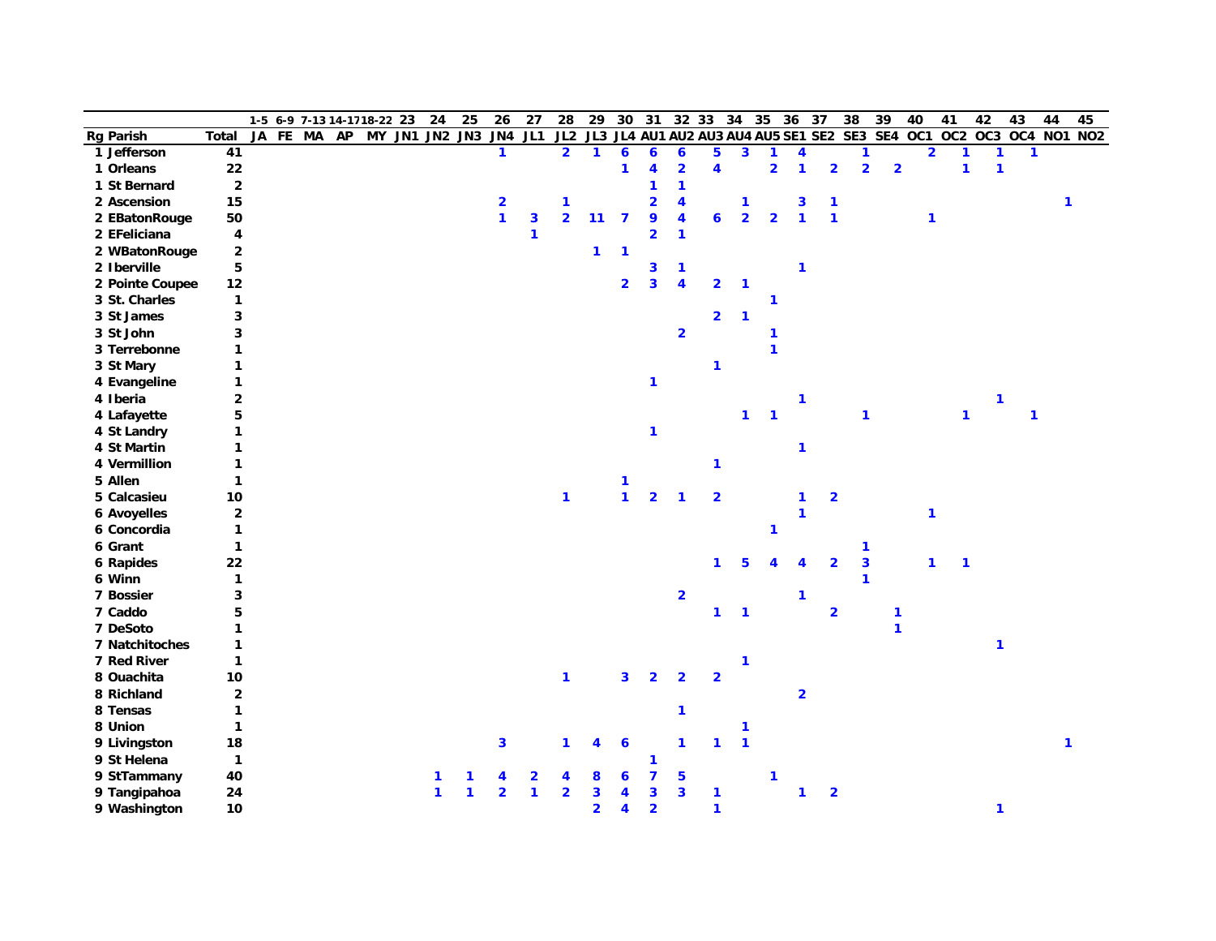| | | | 1-5 | 6-9 | 7-13 | 14-17 | 18-22 | 23 | 24 | 25 | 26 | 27 | 28 | 29 | 30 | 31 | 32 | 33 | 34 | 35 | 36 | 37 | 38 | 39 | 40 | 41 | 42 | 43 | 44 | 45 |
|---|---|---|---|---|---|---|---|---|---|---|---|---|---|---|---|---|---|---|---|---|---|---|---|---|---|---|---|---|---|---|
| Rg | Parish | Total | JA | FE | MA | AP | MY | JN1 | JN2 | JN3 | JN4 | JL1 | JL2 | JL3 | JL4 | AU1 | AU2 | AU3 | AU4 | AU5 | SE1 | SE2 | SE3 | SE4 | OC1 | OC2 | OC3 | OC4 | NO1 | NO2 |
| 1 | Jefferson | 41 | | | | | | | | | 1 | | 2 | 1 | 6 | 6 | 6 | 5 | 3 | 1 | 4 | | 1 | | 2 | 1 | 1 | 1 | | |
| 1 | Orleans | 22 | | | | | | | | | | | | | 1 | 4 | 2 | 4 | | 2 | 1 | 2 | 2 | 2 | | 1 | 1 | | | |
| 1 | St Bernard | 2 | | | | | | | | | | | | | | 1 | 1 | | | | | | | | | | | | | |
| 2 | Ascension | 15 | | | | | | | | | 2 | | 1 | | | 2 | 4 | | 1 | | 3 | 1 | | | | | | | 1 | |
| 2 | EBatonRouge | 50 | | | | | | | | | 1 | 3 | 2 | 11 | 7 | 9 | 4 | 6 | 2 | 2 | 1 | 1 | | | 1 | | | | | |
| 2 | EFeliciana | 4 | | | | | | | | | | 1 | | | | 2 | 1 | | | | | | | | | | | | | |
| 2 | WBatonRouge | 2 | | | | | | | | | | | | 1 | 1 | | | | | | | | | | | | | | | |
| 2 | Iberville | 5 | | | | | | | | | | | | | | 3 | 1 | | | | 1 | | | | | | | | | |
| 2 | Pointe Coupee | 12 | | | | | | | | | | | | | 2 | 3 | 4 | 2 | 1 | | | | | | | | | | | |
| 3 | St. Charles | 1 | | | | | | | | | | | | | | | | | | 1 | | | | | | | | | | |
| 3 | St James | 3 | | | | | | | | | | | | | | | | 2 | 1 | | | | | | | | | | | |
| 3 | St John | 3 | | | | | | | | | | | | | | | 2 | | | 1 | | | | | | | | | | |
| 3 | Terrebonne | 1 | | | | | | | | | | | | | | | | | | 1 | | | | | | | | | | |
| 3 | St Mary | 1 | | | | | | | | | | | | | | | | 1 | | | | | | | | | | | | |
| 4 | Evangeline | 1 | | | | | | | | | | | | | | 1 | | | | | | | | | | | | | | |
| 4 | Iberia | 2 | | | | | | | | | | | | | | | | | | | 1 | | | | | | 1 | | | |
| 4 | Lafayette | 5 | | | | | | | | | | | | | | | | | 1 | 1 | | | 1 | | | 1 | | 1 | | |
| 4 | St Landry | 1 | | | | | | | | | | | | | | 1 | | | | | | | | | | | | | | |
| 4 | St Martin | 1 | | | | | | | | | | | | | | | | | | | 1 | | | | | | | | | |
| 4 | Vermillion | 1 | | | | | | | | | | | | | | | | 1 | | | | | | | | | | | | |
| 5 | Allen | 1 | | | | | | | | | | | | | 1 | | | | | | | | | | | | | | | |
| 5 | Calcasieu | 10 | | | | | | | | | | | 1 | | 1 | 2 | 1 | 2 | | | 1 | 2 | | | | | | | | |
| 6 | Avoyelles | 2 | | | | | | | | | | | | | | | | | | | 1 | | | | 1 | | | | | |
| 6 | Concordia | 1 | | | | | | | | | | | | | | | | | | 1 | | | | | | | | | | |
| 6 | Grant | 1 | | | | | | | | | | | | | | | | | | | | | 1 | | | | | | | |
| 6 | Rapides | 22 | | | | | | | | | | | | | | | | 1 | 5 | 4 | 4 | 2 | 3 | | 1 | 1 | | | | |
| 6 | Winn | 1 | | | | | | | | | | | | | | | | | | | | | 1 | | | | | | | |
| 7 | Bossier | 3 | | | | | | | | | | | | | | | 2 | | | | 1 | | | | | | | | | |
| 7 | Caddo | 5 | | | | | | | | | | | | | | | | 1 | 1 | | | 2 | | 1 | | | | | | |
| 7 | DeSoto | 1 | | | | | | | | | | | | | | | | | | | | | | 1 | | | | | | |
| 7 | Natchitoches | 1 | | | | | | | | | | | | | | | | | | | | | | | | | 1 | | | |
| 7 | Red River | 1 | | | | | | | | | | | | | | | | | 1 | | | | | | | | | | | |
| 8 | Ouachita | 10 | | | | | | | | | | | 1 | | 3 | 2 | 2 | 2 | | | | | | | | | | | | |
| 8 | Richland | 2 | | | | | | | | | | | | | | | | | | | 2 | | | | | | | | | |
| 8 | Tensas | 1 | | | | | | | | | | | | | | | 1 | | | | | | | | | | | | | |
| 8 | Union | 1 | | | | | | | | | | | | | | | | | 1 | | | | | | | | | | | |
| 9 | Livingston | 18 | | | | | | | | | 3 | | 1 | 4 | 6 | | 1 | 1 | 1 | | | | | | | | | | 1 | |
| 9 | St Helena | 1 | | | | | | | | | | | | | | 1 | | | | | | | | | | | | | | |
| 9 | StTammany | 40 | | | | | | | 1 | 1 | 4 | 2 | 4 | 8 | 6 | 7 | 5 | | | 1 | | | | | | | | | | |
| 9 | Tangipahoa | 24 | | | | | | | 1 | 1 | 2 | 1 | 2 | 3 | 4 | 3 | 3 | 1 | | | 1 | 2 | | | | | | | | |
| 9 | Washington | 10 | | | | | | | | | | | | 2 | 4 | 2 | | 1 | | | | | | | | | 1 | | | |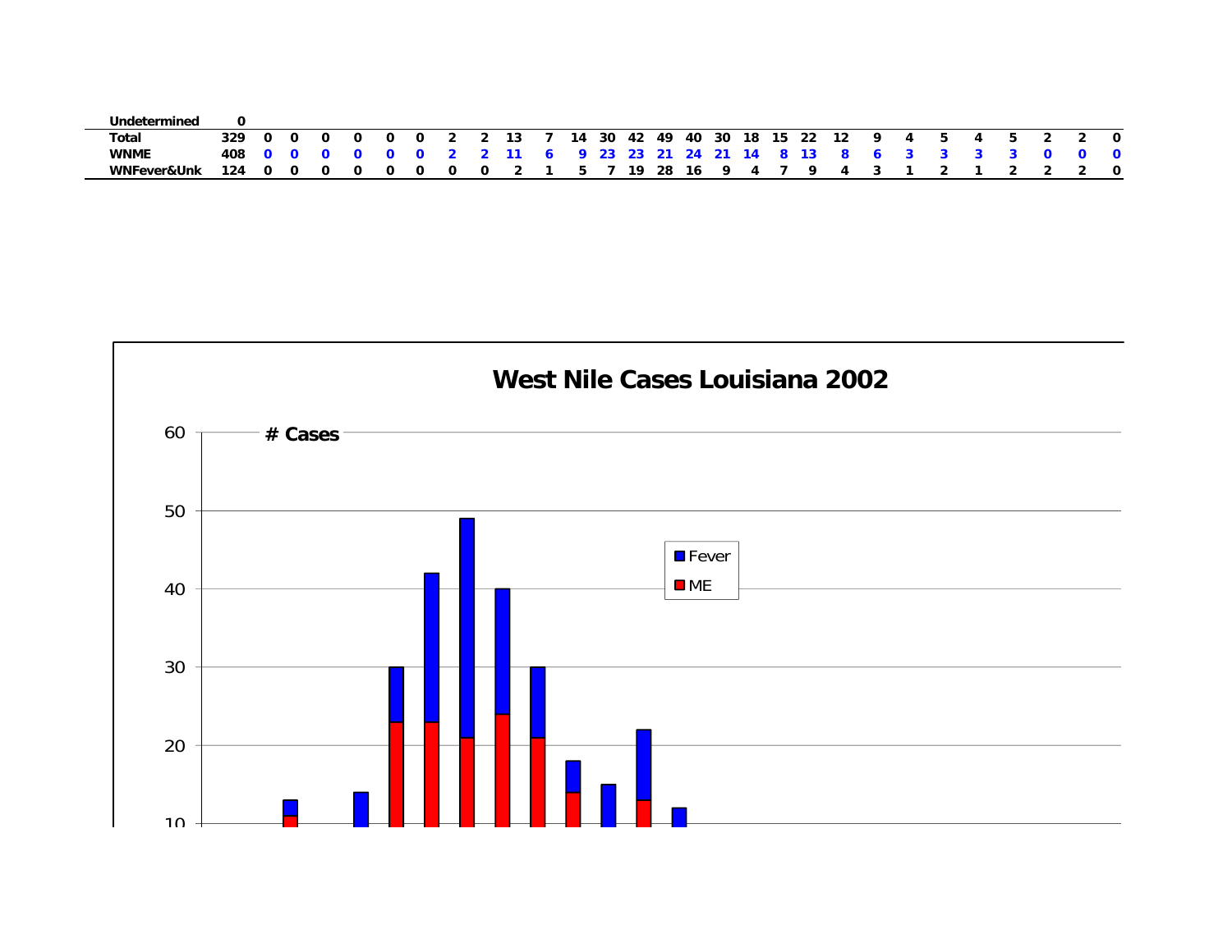| Undetermined | 0 | | | | | | | | | | | | | | | | | | | | | | | | | | | | |
|---|---|---|---|---|---|---|---|---|---|---|---|---|---|---|---|---|---|---|---|---|---|---|---|---|---|---|---|---|---|
| **Total** | **329** | **0** | **0** | **0** | **0** | **0** | **0** | **2** | **2** | **13** | **7** | **14** | **30** | **42** | **49** | **40** | **30** | **18** | **15** | **22** | **12** | **9** | **4** | **5** | **4** | **5** | **2** | **2** | **0** |
| **WNME** | **408** | **0** | **0** | **0** | **0** | **0** | **0** | **2** | **2** | **11** | **6** | **9** | **23** | **23** | **21** | **24** | **21** | **14** | **8** | **13** | **8** | **6** | **3** | **3** | **3** | **3** | **0** | **0** | **0** |
| **WNFever&Unk** | **124** | **0** | **0** | **0** | **0** | **0** | **0** | **0** | **0** | **2** | **1** | **5** | **7** | **19** | **28** | **16** | **9** | **4** | **7** | **9** | **4** | **3** | **1** | **2** | **1** | **2** | **2** | **2** | **0** |

**West Nile Cases Louisiana 2002**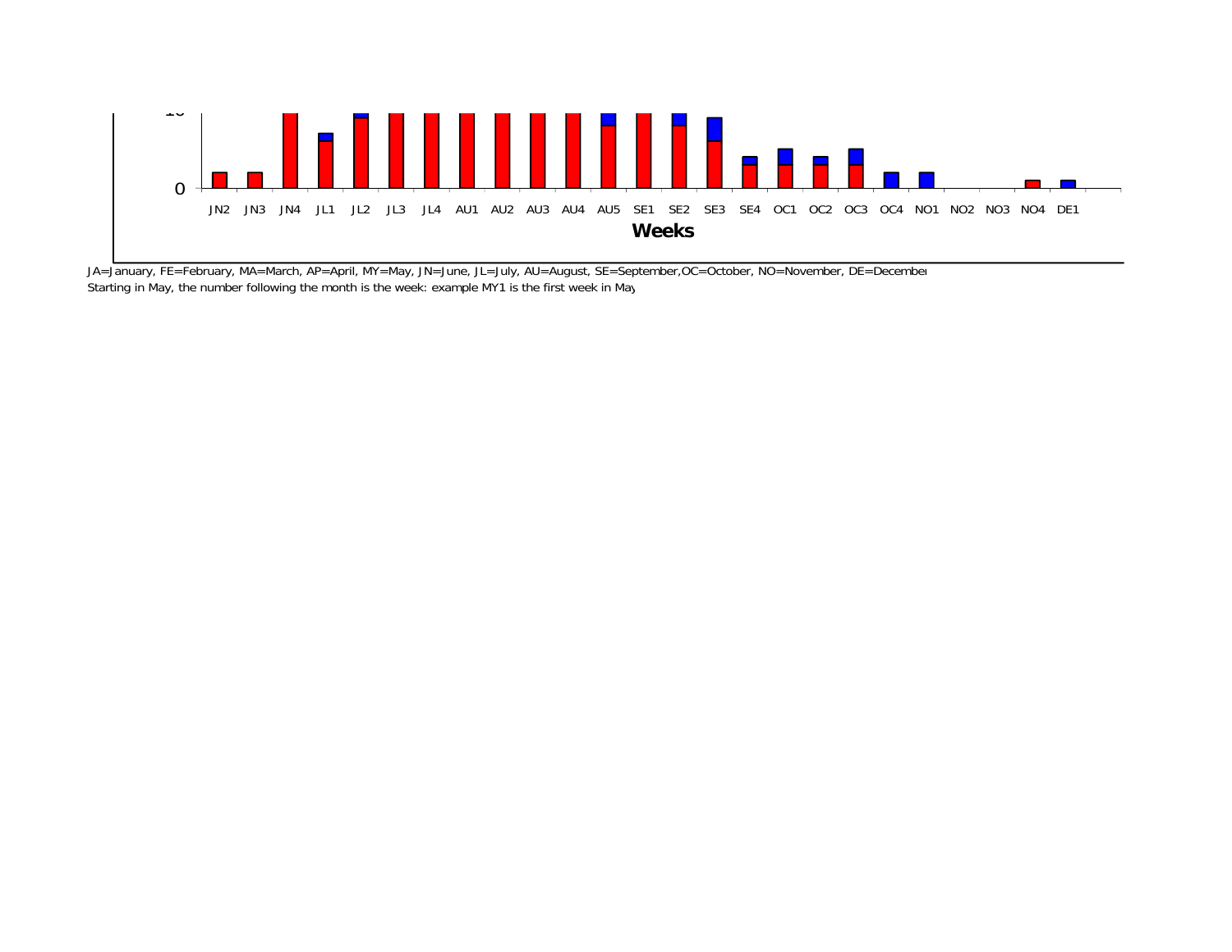JA=January, FE=February, MA=March, AP=April, MY=May, JN=June, JL=July, AU=August, SE=September,OC=October, NO=November, DE=December
Starting in May, the number following the month is the week: example MY1 is the first week in May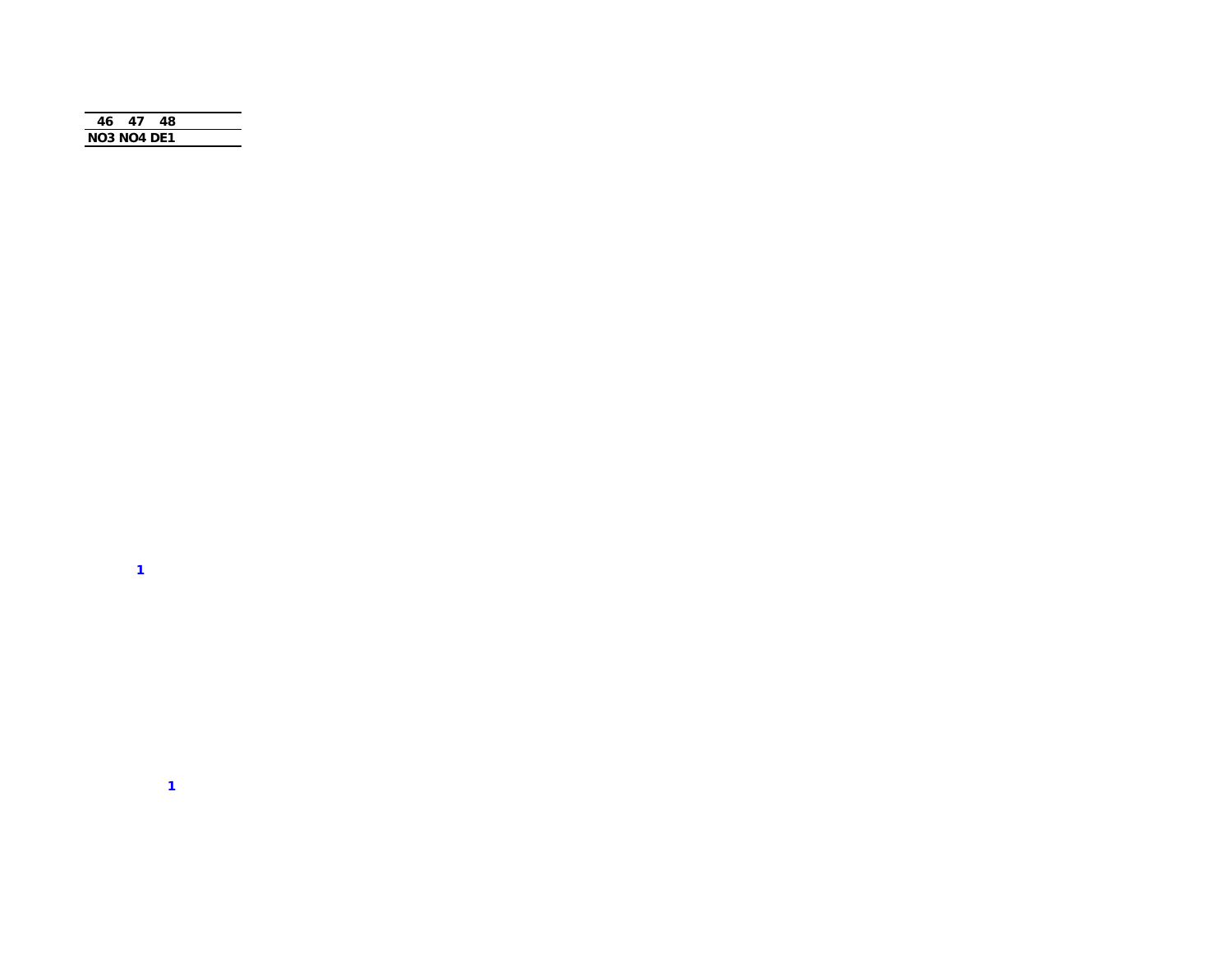| 46 | 47 | 48 |
|---|---|---|
| NO3 | NO4 | DE1 |

1

1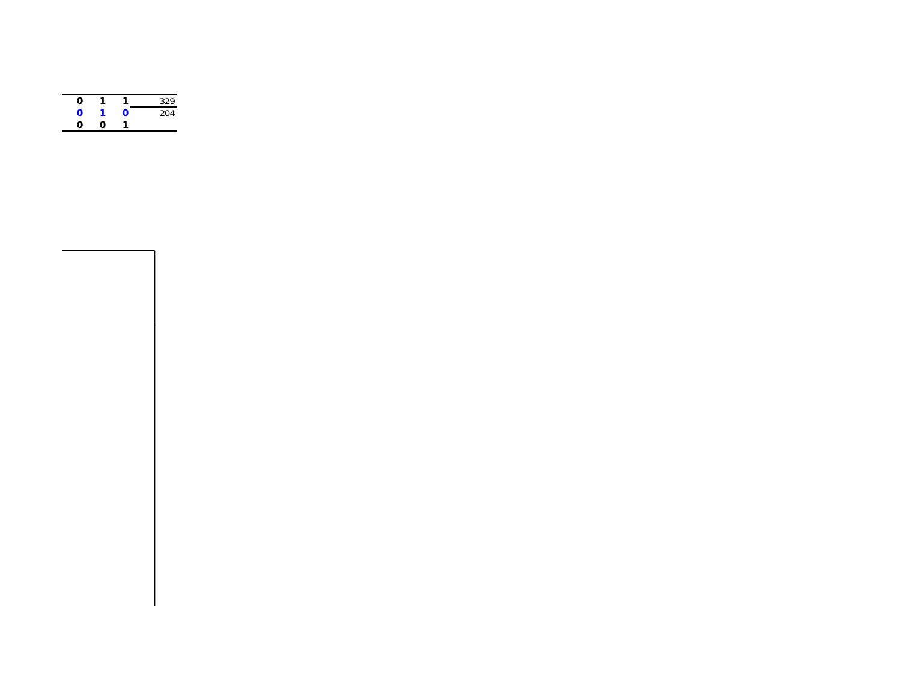| | | | |
|---|---|---|---|
| **0** | **1** | **1** | 329 |
| **0** | **1** | **0** | 204 |
| **0** | **0** | **1** | |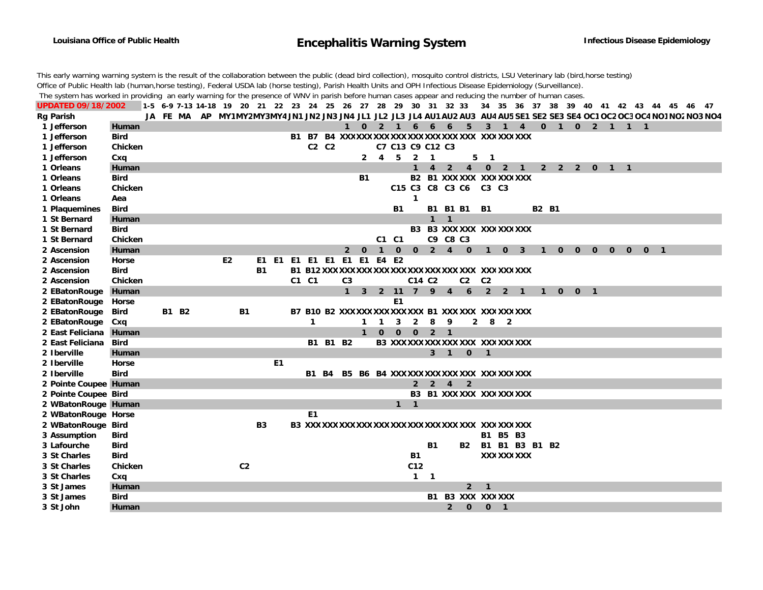**Louisiana Office of Public Health** | **Infectious Disease Epidemiology**

# Encephalitis Warning System

This early warning warning system is the result of the collaboration between the public (dead bird collection), mosquito control districts, LSU Veterinary lab (bird,horse testing) Office of Public Health lab (human,horse testing), Federal USDA lab (horse testing), Parish Health Units and OPH Infectious Disease Epidemiology (Surveillance).
The system has worked in providing an early warning for the presence of WNV in parish before human cases appear and reducing the number of human cases.

| UPDATED 09/18/2002 | | | 1-5 | 6-9 | 7-13 | 14-18 | 19 | 20 | 21 | 22 | 23 | 24 | 25 | 26 | 27 | 28 | 29 | 30 | 31 | 32 | 33 | 34 | 35 | 36 | 37 | 38 | 39 | 40 | 41 | 42 | 43 | 44 | 45 | 46 | 47 |
|---|---|---|---|---|---|---|---|---|---|---|---|---|---|---|---|---|---|---|---|---|---|---|---|---|---|---|---|---|---|---|---|---|---|---|---|
| Rg | Parish | | JA | FE | MA | AP | MY1 | MY2 | MY3 | MY4 | JN1 | JN2 | JN3 | JN4 | JL1 | JL2 | JL3 | JL4 | AU1 | AU2 | AU3 | AU4 | AU5 | SE1 | SE2 | SE3 | SE4 | OC1 | OC2 | OC3 | OC4 | NO1 | NO2 | NO3 | NO4 |
| 1 | Jefferson | Human | | | | | | | | | | | | 1 | 0 | 2 | 1 | 6 | 6 | 6 | 5 | 3 | 1 | 4 | 0 | 1 | 0 | 2 | 1 | 1 | 1 | | | | |
| 1 | Jefferson | Bird | | | | | | | | | B1 | B7 | B4 | XXX | XXX | XXX | XXX | XXX | XXX | XXX | XXX | XXX | XXX | XXX | | | | | | | | | | | |
| 1 | Jefferson | Chicken | | | | | | | | | | C2 | C2 | | | C7 | C13 | C9 | C12 | C3 | | | | | | | | | | | | | | | |
| 1 | Jefferson | Cxq | | | | | | | | | | | | | 2 | 4 | 5 | 2 | 1 | | 5 | 1 | | | | | | | | | | | | | |
| 1 | Orleans | Human | | | | | | | | | | | | | | | | 1 | 4 | 2 | 4 | 0 | 2 | 1 | 2 | 2 | 2 | 0 | 1 | 1 | | | | | |
| 1 | Orleans | Bird | | | | | | | | | | | | | B1 | | | B2 | B1 | XXX | XXX | XXX | XXX | XXX | | | | | | | | | | | |
| 1 | Orleans | Chicken | | | | | | | | | | | | | | | C15 | C3 | C8 | C3 | C6 | C3 | C3 | | | | | | | | | | | | |
| 1 | Orleans | Aea | | | | | | | | | | | | | | | | 1 | | | | | | | | | | | | | | | | | |
| 1 | Plaquemines | Bird | | | | | | | | | | | | | | | B1 | | B1 | B1 | B1 | B1 | | | B2 | B1 | | | | | | | | | |
| 1 | St Bernard | Human | | | | | | | | | | | | | | | | | 1 | 1 | | | | | | | | | | | | | | | |
| 1 | St Bernard | Bird | | | | | | | | | | | | | | | | B3 | B3 | XXX | XXX | XXX | XXX | XXX | | | | | | | | | | | |
| 1 | St Bernard | Chicken | | | | | | | | | | | | | | C1 | C1 | | C9 | C8 | C3 | | | | | | | | | | | | | | |
| 2 | Ascension | Human | | | | | | | | | | | | 2 | 0 | 1 | 0 | 0 | 2 | 4 | 0 | 1 | 0 | 3 | 1 | 0 | 0 | 0 | 0 | 0 | 0 | 1 | | | |
| 2 | Ascension | Horse | | | | | E2 | | E1 | E1 | E1 | E1 | E1 | E1 | E1 | E4 | E2 | | | | | | | | | | | | | | | | | | |
| 2 | Ascension | Bird | | | | | | | B1 | | B1 | B12 | XXX | XXX | XXX | XXX | XXX | XXX | XXX | XXX | XXX | XXX | XXX | XXX | | | | | | | | | | | |
| 2 | Ascension | Chicken | | | | | | | | | C1 | C1 | | C3 | | | | C14 | C2 | | C2 | C2 | | | | | | | | | | | | | |
| 2 | EBatonRouge | Human | | | | | | | | | | | | 1 | 3 | 2 | 11 | 7 | 9 | 4 | 6 | 2 | 2 | 1 | 1 | 0 | 0 | 1 | | | | | | | |
| 2 | EBatonRouge | Horse | | | | | | | | | | | | | | | E1 | | | | | | | | | | | | | | | | | | |
| 2 | EBatonRouge | Bird | | B1 | B2 | | | B1 | | | B7 | B10 | B2 | XXX | XXX | XXX | XXX | XXX | B1 | XXX | XXX | XXX | XXX | XXX | | | | | | | | | | | |
| 2 | EBatonRouge | Cxq | | | | | | | | | | 1 | | | 1 | 1 | 3 | 2 | 8 | 9 | 2 | 8 | 2 | | | | | | | | | | | | |
| 2 | East Feliciana | Human | | | | | | | | | | | | | 1 | 0 | 0 | 0 | 2 | 1 | | | | | | | | | | | | | | | |
| 2 | East Feliciana | Bird | | | | | | | | | | B1 | B1 | B2 | | B3 | XXX | XXX | XXX | XXX | XXX | XXX | XXX | XXX | | | | | | | | | | | |
| 2 | Iberville | Human | | | | | | | | | | | | | | | | | 3 | 1 | 0 | 1 | | | | | | | | | | | | | |
| 2 | Iberville | Horse | | | | | | | | E1 | | | | | | | | | | | | | | | | | | | | | | | | | |
| 2 | Iberville | Bird | | | | | | | | | | B1 | B4 | B5 | B6 | B4 | XXX | XXX | XXX | XXX | XXX | XXX | XXX | XXX | | | | | | | | | | | |
| 2 | Pointe Coupee | Human | | | | | | | | | | | | | | | | 2 | 2 | 4 | 2 | | | | | | | | | | | | | | |
| 2 | Pointe Coupee | Bird | | | | | | | | | | | | | | | | B3 | B1 | XXX | XXX | XXX | XXX | XXX | | | | | | | | | | | |
| 2 | WBatonRouge | Human | | | | | | | | | | | | | | | 1 | 1 | | | | | | | | | | | | | | | | | |
| 2 | WBatonRouge | Horse | | | | | | | | | | E1 | | | | | | | | | | | | | | | | | | | | | | | |
| 2 | WBatonRouge | Bird | | | | | | | B3 | | B3 | XXX | XXX | XXX | XXX | XXX | XXX | XXX | XXX | XXX | XXX | XXX | XXX | XXX | | | | | | | | | | | |
| 3 | Assumption | Bird | | | | | | | | | | | | | | | | | | | | B1 | B5 | B3 | | | | | | | | | | | |
| 3 | Lafourche | Bird | | | | | | | | | | | | | | | | | B1 | | B2 | B1 | B1 | B3 | B1 | B2 | | | | | | | | | |
| 3 | St Charles | Bird | | | | | | | | | | | | | | | | B1 | | | | XXX | XXX | XXX | | | | | | | | | | | |
| 3 | St Charles | Chicken | | | | | | C2 | | | | | | | | | | C12 | | | | | | | | | | | | | | | | | |
| 3 | St Charles | Cxq | | | | | | | | | | | | | | | | 1 | 1 | | | | | | | | | | | | | | | | |
| 3 | St James | Human | | | | | | | | | | | | | | | | | | | 2 | 1 | | | | | | | | | | | | | |
| 3 | St James | Bird | | | | | | | | | | | | | | | | | B1 | B3 | XXX | XXX | XXX | | | | | | | | | | | | |
| 3 | St John | Human | | | | | | | | | | | | | | | | | | 2 | 0 | 0 | 1 | | | | | | | | | | | | |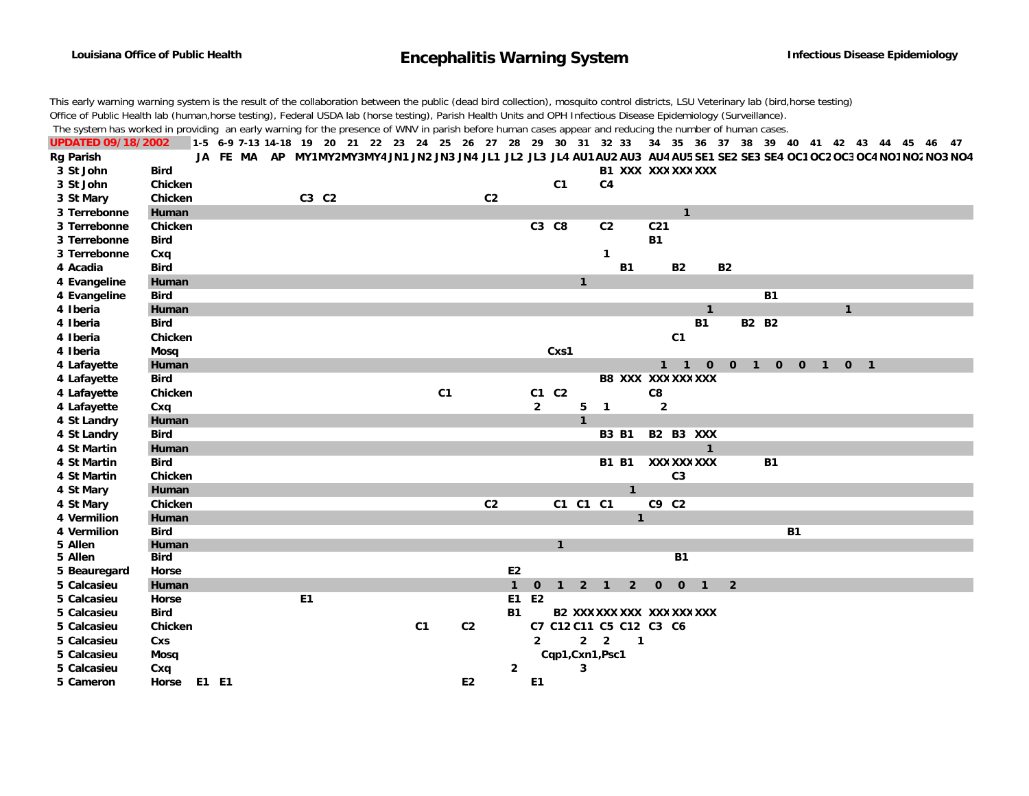**Louisiana Office of Public Health** | **Infectious Disease Epidemiology**

# Encephalitis Warning System

This early warning warning system is the result of the collaboration between the public (dead bird collection), mosquito control districts, LSU Veterinary lab (bird,horse testing) Office of Public Health lab (human,horse testing), Federal USDA lab (horse testing), Parish Health Units and OPH Infectious Disease Epidemiology (Surveillance). The system has worked in providing an early warning for the presence of WNV in parish before human cases appear and reducing the number of human cases.

| UPDATED 09/18/2002 | | | 1-5 | 6-9 | 7-13 | 14-18 | 19 | 20 | 21 | 22 | 23 | 24 | 25 | 26 | 27 | 28 | 29 | 30 | 31 | 32 | 33 | 34 | 35 | 36 | 37 | 38 | 39 | 40 | 41 | 42 | 43 | 44 | 45 | 46 | 47 |
|---|---|---|---|---|---|---|---|---|---|---|---|---|---|---|---|---|---|---|---|---|---|---|---|---|---|---|---|---|---|---|---|---|---|---|---|
| **Rg** | **Parish** | | JA | FE | MA | AP | MY1 | MY2 | MY3 | MY4 | JN1 | JN2 | JN3 | JN4 | JL1 | JL2 | JL3 | JL4 | AU1 | AU2 | AU3 | AU4 | AU5 | SE1 | SE2 | SE3 | SE4 | OC1 | OC2 | OC3 | OC4 | NO1 | NO2 | NO3 | NO4 |
| 3 | St John | Bird | | | | | | | | | | | | | | | | | | B1 | XXX | XXX | XXX | XXX | | | | | | | | | | | |
| 3 | St John | Chicken | | | | | | | | | | | | | | | | C1 | | C4 | | | | | | | | | | | | | | | |
| 3 | St Mary | Chicken | | | | | C3 | C2 | | | | | | | C2 | | | | | | | | | | | | | | | | | | | | |
| 3 | Terrebonne | Human | | | | | | | | | | | | | | | | | | | | | 1 | | | | | | | | | | | | |
| 3 | Terrebonne | Chicken | | | | | | | | | | | | | | | C3 | C8 | | C2 | | C21 | | | | | | | | | | | | | |
| 3 | Terrebonne | Bird | | | | | | | | | | | | | | | | | | | | B1 | | | | | | | | | | | | | |
| 3 | Terrebonne | Cxq | | | | | | | | | | | | | | | | | | 1 | | | | | | | | | | | | | | | |
| 4 | Acadia | Bird | | | | | | | | | | | | | | | | | | | B1 | | B2 | | B2 | | | | | | | | | | |
| 4 | Evangeline | Human | | | | | | | | | | | | | | | | | 1 | | | | | | | | | | | | | | | | |
| 4 | Evangeline | Bird | | | | | | | | | | | | | | | | | | | | | | | | | B1 | | | | | | | | |
| 4 | Iberia | Human | | | | | | | | | | | | | | | | | | | | | | 1 | | | | | | 1 | | | | | |
| 4 | Iberia | Bird | | | | | | | | | | | | | | | | | | | | | | B1 | | B2 | B2 | | | | | | | | |
| 4 | Iberia | Chicken | | | | | | | | | | | | | | | | | | | | | C1 | | | | | | | | | | | | |
| 4 | Iberia | Mosq | | | | | | | | | | | | | | | | Cxs1 | | | | | | | | | | | | | | | | | |
| 4 | Lafayette | Human | | | | | | | | | | | | | | | | | | | | 1 | 1 | 0 | 0 | 1 | 0 | 0 | 1 | 0 | 1 | | | | |
| 4 | Lafayette | Bird | | | | | | | | | | | | | | | | | | B8 | XXX | XXX | XXX | XXX | | | | | | | | | | | |
| 4 | Lafayette | Chicken | | | | | | | | | | | C1 | | | | C1 | C2 | | | | C8 | | | | | | | | | | | | | |
| 4 | Lafayette | Cxq | | | | | | | | | | | | | | | 2 | | 5 | 1 | | 2 | | | | | | | | | | | | | |
| 4 | St Landry | Human | | | | | | | | | | | | | | | | | 1 | | | | | | | | | | | | | | | | |
| 4 | St Landry | Bird | | | | | | | | | | | | | | | | | | B3 | B1 | B2 | B3 | XXX | | | | | | | | | | | |
| 4 | St Martin | Human | | | | | | | | | | | | | | | | | | | | | | 1 | | | | | | | | | | | |
| 4 | St Martin | Bird | | | | | | | | | | | | | | | | | | B1 | B1 | XXX | XXX | XXX | | | B1 | | | | | | | | |
| 4 | St Martin | Chicken | | | | | | | | | | | | | | | | | | | | | C3 | | | | | | | | | | | | |
| 4 | St Mary | Human | | | | | | | | | | | | | | | | | | | 1 | | | | | | | | | | | | | | |
| 4 | St Mary | Chicken | | | | | | | | | | | | | C2 | | | C1 | C1 | C1 | | C9 | C2 | | | | | | | | | | | | |
| 4 | Vermilion | Human | | | | | | | | | | | | | | | | | | | 1 | | | | | | | | | | | | | | |
| 4 | Vermilion | Bird | | | | | | | | | | | | | | | | | | | | | | | | | | B1 | | | | | | | |
| 5 | Allen | Human | | | | | | | | | | | | | | | | 1 | | | | | | | | | | | | | | | | | |
| 5 | Allen | Bird | | | | | | | | | | | | | | | | | | | | | B1 | | | | | | | | | | | | |
| 5 | Beauregard | Horse | | | | | | | | | | | | | | E2 | | | | | | | | | | | | | | | | | | | |
| 5 | Calcasieu | Human | | | | | | | | | | | | | | 1 | 0 | 1 | 2 | 1 | 2 | 0 | 0 | 1 | 2 | | | | | | | | | | |
| 5 | Calcasieu | Horse | | | | | E1 | | | | | | | | | E1 | E2 | | | | | | | | | | | | | | | | | | |
| 5 | Calcasieu | Bird | | | | | | | | | | | | | | B1 | | B2 | XXX | XXX | XXX | XXX | XXX | XXX | | | | | | | | | | | |
| 5 | Calcasieu | Chicken | | | | | | | | | | C1 | | C2 | | | C7 | C12 | C11 | C5 | C12 | C3 | C6 | | | | | | | | | | | | |
| 5 | Calcasieu | Cxs | | | | | | | | | | | | | | | 2 | | 2 | 2 | 1 | | | | | | | | | | | | | | |
| 5 | Calcasieu | Mosq | | | | | | | | | | | | | | | | Cqp1,Cxn1,Psc1 | | | | | | | | | | | | | | | | | |
| 5 | Calcasieu | Cxq | | | | | | | | | | | | | | 2 | | | 3 | | | | | | | | | | | | | | | | |
| 5 | Cameron | Horse | E1 | E1 | | | | | | | | | | E2 | | | E1 | | | | | | | | | | | | | | | | | | |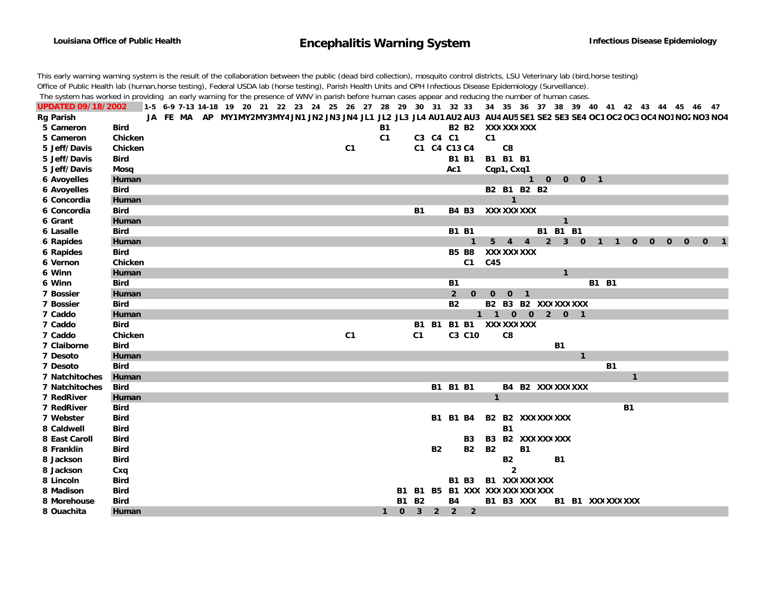**Louisiana Office of Public Health** — **Encephalitis Warning System** — **Infectious Disease Epidemiology**

This early warning warning system is the result of the collaboration between the public (dead bird collection), mosquito control districts, LSU Veterinary lab (bird,horse testing)
Office of Public Health lab (human,horse testing), Federal USDA lab (horse testing), Parish Health Units and OPH Infectious Disease Epidemiology (Surveillance).
The system has worked in providing an early warning for the presence of WNV in parish before human cases appear and reducing the number of human cases.

| UPDATED 09/18/2002 | | 1-5 | 6-9 | 7-13 | 14-18 | 19 | 20 | 21 | 22 | 23 | 24 | 25 | 26 | 27 | 28 | 29 | 30 | 31 | 32 | 33 | 34 | 35 | 36 | 37 | 38 | 39 | 40 | 41 | 42 | 43 | 44 | 45 | 46 | 47 |
|---|---|---|---|---|---|---|---|---|---|---|---|---|---|---|---|---|---|---|---|---|---|---|---|---|---|---|---|---|---|---|---|---|---|---|
| **Rg Parish** | | JA | FE | MA | AP | MY1 | MY2 | MY3 | MY4 | JN1 | JN2 | JN3 | JN4 | JL1 | JL2 | JL3 | JL4 | AU1 | AU2 | AU3 | AU4 | AU5 | SE1 | SE2 | SE3 | SE4 | OC1 | OC2 | OC3 | OC4 | NO1 | NO2 | NO3 | NO4 |
| 5 Cameron | Bird | | | | | | | | | | | | | | B1 | | | | B2 | B2 | XXX | XXX | XXX | | | | | | | | | | | |
| 5 Cameron | Chicken | | | | | | | | | | | | | | C1 | | C3 | C4 | C1 | | C1 | | | | | | | | | | | | | |
| 5 Jeff/Davis | Chicken | | | | | | | | | | | | C1 | | | | C1 | C4 | C13 | C4 | | C8 | | | | | | | | | | | | |
| 5 Jeff/Davis | Bird | | | | | | | | | | | | | | | | | | B1 | B1 | B1 | B1 | B1 | | | | | | | | | | | |
| 5 Jeff/Davis | Mosq | | | | | | | | | | | | | | | | | | Ac1 | | Cqp1, Cxq1 | | | | | | | | | | | | | |
| 6 Avoyelles | Human | | | | | | | | | | | | | | | | | | | | | | 1 | 0 | 0 | 0 | 1 | | | | | | | |
| 6 Avoyelles | Bird | | | | | | | | | | | | | | | | | | | | B2 | B1 | B2 | B2 | | | | | | | | | | |
| 6 Concordia | Human | | | | | | | | | | | | | | | | | | | | | 1 | | | | | | | | | | | | |
| 6 Concordia | Bird | | | | | | | | | | | | | | | | B1 | | B4 | B3 | XXX | XXX | XXX | | | | | | | | | | | |
| 6 Grant | Human | | | | | | | | | | | | | | | | | | | | | | | | 1 | | | | | | | | | |
| 6 Lasalle | Bird | | | | | | | | | | | | | | | | | | B1 | B1 | | | | B1 | B1 | B1 | | | | | | | | |
| 6 Rapides | Human | | | | | | | | | | | | | | | | | | | 1 | 5 | 4 | 4 | 2 | 3 | 0 | 1 | 1 | 0 | 0 | 0 | 0 | 0 | 1 |
| 6 Rapides | Bird | | | | | | | | | | | | | | | | | | B5 | B8 | XXX | XXX | XXX | | | | | | | | | | | |
| 6 Vernon | Chicken | | | | | | | | | | | | | | | | | | | C1 | C45 | | | | | | | | | | | | | |
| 6 Winn | Human | | | | | | | | | | | | | | | | | | | | | | | | 1 | | | | | | | | | |
| 6 Winn | Bird | | | | | | | | | | | | | | | | | | B1 | | | | | | | | B1 | B1 | | | | | | |
| 7 Bossier | Human | | | | | | | | | | | | | | | | | | 2 | 0 | 0 | 0 | 1 | | | | | | | | | | | |
| 7 Bossier | Bird | | | | | | | | | | | | | | | | | | B2 | | B2 | B3 | B2 | XXX | XXX | XXX | | | | | | | | |
| 7 Caddo | Human | | | | | | | | | | | | | | | | | | | 1 | 1 | 0 | 0 | 2 | 0 | 1 | | | | | | | | |
| 7 Caddo | Bird | | | | | | | | | | | | | | | | B1 | B1 | B1 | B1 | XXX | XXX | XXX | | | | | | | | | | | |
| 7 Caddo | Chicken | | | | | | | | | | | | C1 | | | | C1 | | C3 | C10 | | C8 | | | | | | | | | | | | |
| 7 Claiborne | Bird | | | | | | | | | | | | | | | | | | | | | | | | B1 | | | | | | | | | |
| 7 Desoto | Human | | | | | | | | | | | | | | | | | | | | | | | | | 1 | | | | | | | | |
| 7 Desoto | Bird | | | | | | | | | | | | | | | | | | | | | | | | | | | B1 | | | | | | |
| 7 Natchitoches | Human | | | | | | | | | | | | | | | | | | | | | | | | | | | | 1 | | | | | |
| 7 Natchitoches | Bird | | | | | | | | | | | | | | | | | B1 | B1 | B1 | | B4 | B2 | XXX | XXX | XXX | | | | | | | | |
| 7 RedRiver | Human | | | | | | | | | | | | | | | | | | | | 1 | | | | | | | | | | | | | |
| 7 RedRiver | Bird | | | | | | | | | | | | | | | | | | | | | | | | | | | | B1 | | | | | |
| 7 Webster | Bird | | | | | | | | | | | | | | | | | B1 | B1 | B4 | B2 | B2 | XXX | XXX | XXX | | | | | | | | | |
| 8 Caldwell | Bird | | | | | | | | | | | | | | | | | | | | | B1 | | | | | | | | | | | | |
| 8 East Caroll | Bird | | | | | | | | | | | | | | | | | | | B3 | B3 | B2 | XXX | XXX | XXX | | | | | | | | | |
| 8 Franklin | Bird | | | | | | | | | | | | | | | | | B2 | | B2 | B2 | | B1 | | | | | | | | | | | |
| 8 Jackson | Bird | | | | | | | | | | | | | | | | | | | | | B2 | | | B1 | | | | | | | | | |
| 8 Jackson | Cxq | | | | | | | | | | | | | | | | | | | | | 2 | | | | | | | | | | | | |
| 8 Lincoln | Bird | | | | | | | | | | | | | | | | | | B1 | B3 | B1 | XXX | XXX | XXX | | | | | | | | | | |
| 8 Madison | Bird | | | | | | | | | | | | | | | B1 | B1 | B5 | B1 | XXX | XXX | XXX | XXX | XXX | | | | | | | | | | |
| 8 Morehouse | Bird | | | | | | | | | | | | | | | B1 | B2 | | B4 | | B1 | B3 | XXX | | B1 | B1 | XXX | XXX | XXX | | | | | |
| 8 Ouachita | Human | | | | | | | | | | | | | | 1 | 0 | 3 | 2 | 2 | 2 | | | | | | | | | | | | | | |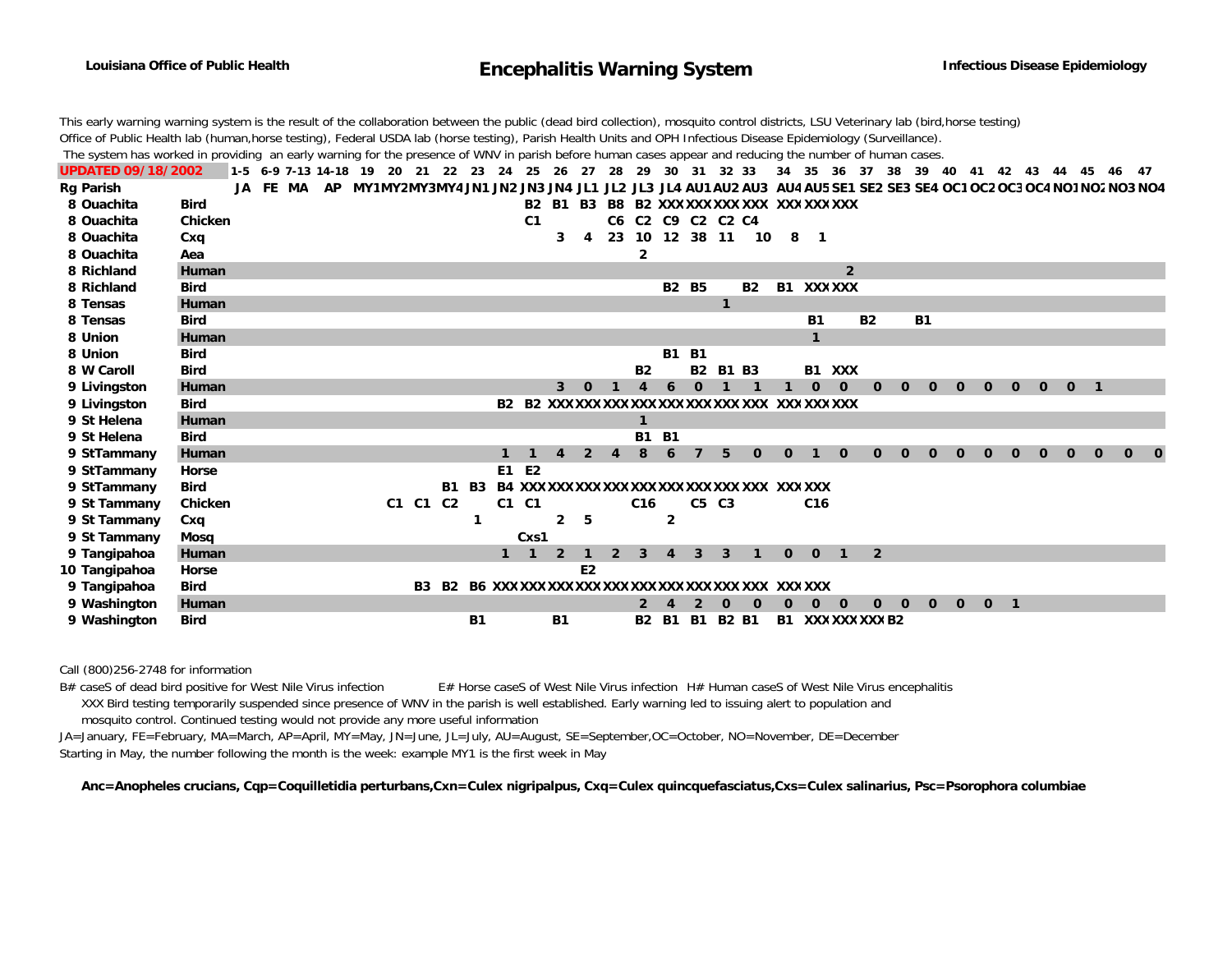**Louisiana Office of Public Health**

# Encephalitis Warning System

**Infectious Disease Epidemiology**

This early warning warning system is the result of the collaboration between the public (dead bird collection), mosquito control districts, LSU Veterinary lab (bird,horse testing) Office of Public Health lab (human,horse testing), Federal USDA lab (horse testing), Parish Health Units and OPH Infectious Disease Epidemiology (Surveillance).
The system has worked in providing an early warning for the presence of WNV in parish before human cases appear and reducing the number of human cases.

**UPDATED 09/18/2002**

| Rg | Parish | | 1-5 | 6-9 | 7-13 | 14-18 | 19 | 20 | 21 | 22 | 23 | 24 | 25 | 26 | 27 | 28 | 29 | 30 | 31 | 32 | 33 | 34 | 35 | 36 | 37 | 38 | 39 | 40 | 41 | 42 | 43 | 44 | 45 | 46 | 47 |
|---|---|---|---|---|---|---|---|---|---|---|---|---|---|---|---|---|---|---|---|---|---|---|---|---|---|---|---|---|---|---|---|---|---|---|---|
| Rg | Parish | | JA | FE | MA | AP | MY1 | MY2 | MY3 | MY4 | JN1 | JN2 | JN3 | JN4 | JL1 | JL2 | JL3 | JL4 | AU1 | AU2 | AU3 | AU4 | AU5 | SE1 | SE2 | SE3 | SE4 | OC1 | OC2 | OC3 | OC4 | NO1 | NO2 | NO3 | NO4 |
| 8 | Ouachita | Bird | | | | | | | | | | | B2 | B1 | B3 | B8 | B2 | XXX | XXX | XXX | XXX | XXX | XXX | XXX | | | | | | | | | | | |
| 8 | Ouachita | Chicken | | | | | | | | | | | C1 | | | C6 | C2 | C9 | C2 | C2 | C4 | | | | | | | | | | | | | | |
| 8 | Ouachita | Cxq | | | | | | | | | | | | 3 | 4 | 23 | 10 | 12 | 38 | 11 | 10 | 8 | 1 | | | | | | | | | | | | |
| 8 | Ouachita | Aea | | | | | | | | | | | | | | | 2 | | | | | | | | | | | | | | | | | | |
| 8 | Richland | Human | | | | | | | | | | | | | | | | | | | | | | 2 | | | | | | | | | | | |
| 8 | Richland | Bird | | | | | | | | | | | | | | | | B2 | B5 | | B2 | B1 | XXX | XXX | | | | | | | | | | | |
| 8 | Tensas | Human | | | | | | | | | | | | | | | | | | 1 | | | | | | | | | | | | | | | |
| 8 | Tensas | Bird | | | | | | | | | | | | | | | | | | | | | B1 | | B2 | | B1 | | | | | | | | |
| 8 | Union | Human | | | | | | | | | | | | | | | | | | | | | 1 | | | | | | | | | | | | |
| 8 | Union | Bird | | | | | | | | | | | | | | | | B1 | B1 | | | | | | | | | | | | | | | | |
| 8 | W Caroll | Bird | | | | | | | | | | | | | | | B2 | | B2 | B1 | B3 | | B1 | XXX | | | | | | | | | | | |
| 9 | Livingston | Human | | | | | | | | | | | | 3 | 0 | 1 | 4 | 6 | 0 | 1 | 1 | 1 | 0 | 0 | 0 | 0 | 0 | 0 | 0 | 0 | 0 | 0 | 1 | | |
| 9 | Livingston | Bird | | | | | | | | | | B2 | B2 | XXX | XXX | XXX | XXX | XXX | XXX | XXX | XXX | XXX | XXX | XXX | | | | | | | | | | | |
| 9 | St Helena | Human | | | | | | | | | | | | | | | 1 | | | | | | | | | | | | | | | | | | |
| 9 | St Helena | Bird | | | | | | | | | | | | | | | B1 | B1 | | | | | | | | | | | | | | | | | |
| 9 | StTammany | Human | | | | | | | | | | 1 | 1 | 4 | 2 | 4 | 8 | 6 | 7 | 5 | 0 | 0 | 1 | 0 | 0 | 0 | 0 | 0 | 0 | 0 | 0 | 0 | 0 | 0 | 0 |
| 9 | StTammany | Horse | | | | | | | | | | E1 | E2 | | | | | | | | | | | | | | | | | | | | | | |
| 9 | StTammany | Bird | | | | | | | | B1 | B3 | B4 | XXX | XXX | XXX | XXX | XXX | XXX | XXX | XXX | XXX | XXX | XXX | | | | | | | | | | | | |
| 9 | St Tammany | Chicken | | | | | | C1 | C1 | C2 | | C1 | C1 | | | | C16 | | C5 | C3 | | | C16 | | | | | | | | | | | | |
| 9 | St Tammany | Cxq | | | | | | | | | 1 | | | 2 | 5 | | | 2 | | | | | | | | | | | | | | | | | |
| 9 | St Tammany | Mosq | | | | | | | | | | | Cxs1 | | | | | | | | | | | | | | | | | | | | | | |
| 9 | Tangipahoa | Human | | | | | | | | | | 1 | 1 | 2 | 1 | 2 | 3 | 4 | 3 | 3 | 1 | 0 | 0 | 1 | 2 | | | | | | | | | | |
| 10 | Tangipahoa | Horse | | | | | | | | | | | | | E2 | | | | | | | | | | | | | | | | | | | | |
| 9 | Tangipahoa | Bird | | | | | | | B3 | B2 | B6 | XXX | XXX | XXX | XXX | XXX | XXX | XXX | XXX | XXX | XXX | XXX | XXX | | | | | | | | | | | | |
| 9 | Washington | Human | | | | | | | | | | | | | | | 2 | 4 | 2 | 0 | 0 | 0 | 0 | 0 | 0 | 0 | 0 | 0 | 0 | 1 | | | | | |
| 9 | Washington | Bird | | | | | | | | | B1 | | | B1 | | | B2 | B1 | B1 | B2 | B1 | B1 | XXX | XXX | XXX | B2 | | | | | | | | | |

Call (800)256-2748 for information

B# caseS of dead bird positive for West Nile Virus infection E# Horse caseS of West Nile Virus infection H# Human caseS of West Nile Virus encephalitis
XXX Bird testing temporarily suspended since presence of WNV in the parish is well established. Early warning led to issuing alert to population and mosquito control. Continued testing would not provide any more useful information

JA=January, FE=February, MA=March, AP=April, MY=May, JN=June, JL=July, AU=August, SE=September,OC=October, NO=November, DE=December
Starting in May, the number following the month is the week: example MY1 is the first week in May

**Anc=Anopheles crucians, Cqp=Coquilletidia perturbans,Cxn=Culex nigripalpus, Cxq=Culex quincquefasciatus,Cxs=Culex salinarius, Psc=Psorophora columbiae**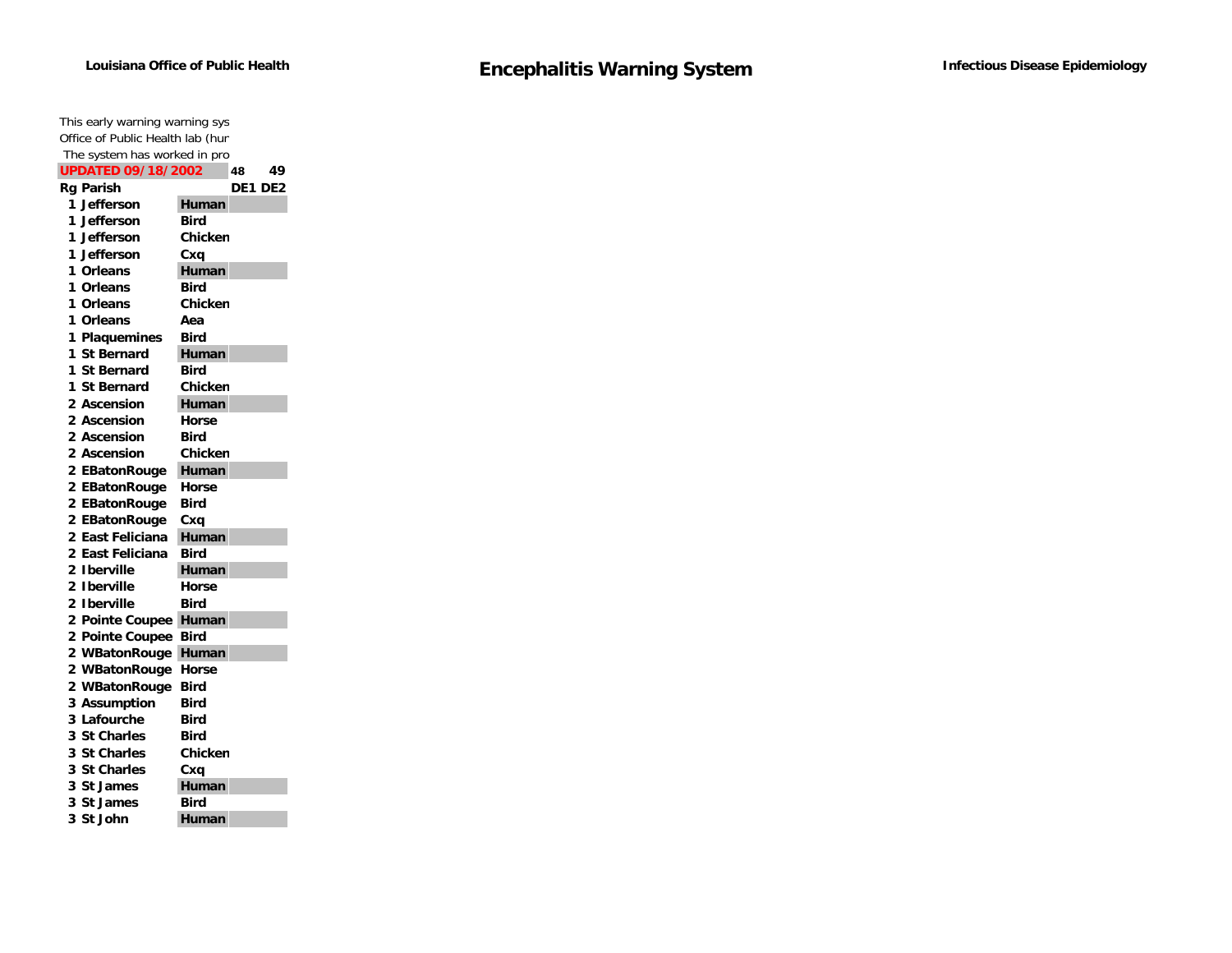Louisiana Office of Public Health

# Encephalitis Warning System

Infectious Disease Epidemiology

This early warning warning sys
Office of Public Health lab (hur
The system has worked in pro

**UPDATED 09/18/2002**

| Rg | Parish | | 48 DE1 | 49 DE2 |
|---|---|---|---|---|
| 1 | Jefferson | Human | | |
| 1 | Jefferson | Bird | | |
| 1 | Jefferson | Chicken | | |
| 1 | Jefferson | Cxq | | |
| 1 | Orleans | Human | | |
| 1 | Orleans | Bird | | |
| 1 | Orleans | Chicken | | |
| 1 | Orleans | Aea | | |
| 1 | Plaquemines | Bird | | |
| 1 | St Bernard | Human | | |
| 1 | St Bernard | Bird | | |
| 1 | St Bernard | Chicken | | |
| 2 | Ascension | Human | | |
| 2 | Ascension | Horse | | |
| 2 | Ascension | Bird | | |
| 2 | Ascension | Chicken | | |
| 2 | EBatonRouge | Human | | |
| 2 | EBatonRouge | Horse | | |
| 2 | EBatonRouge | Bird | | |
| 2 | EBatonRouge | Cxq | | |
| 2 | East Feliciana | Human | | |
| 2 | East Feliciana | Bird | | |
| 2 | Iberville | Human | | |
| 2 | Iberville | Horse | | |
| 2 | Iberville | Bird | | |
| 2 | Pointe Coupee | Human | | |
| 2 | Pointe Coupee | Bird | | |
| 2 | WBatonRouge | Human | | |
| 2 | WBatonRouge | Horse | | |
| 2 | WBatonRouge | Bird | | |
| 3 | Assumption | Bird | | |
| 3 | Lafourche | Bird | | |
| 3 | St Charles | Bird | | |
| 3 | St Charles | Chicken | | |
| 3 | St Charles | Cxq | | |
| 3 | St James | Human | | |
| 3 | St James | Bird | | |
| 3 | St John | Human | | |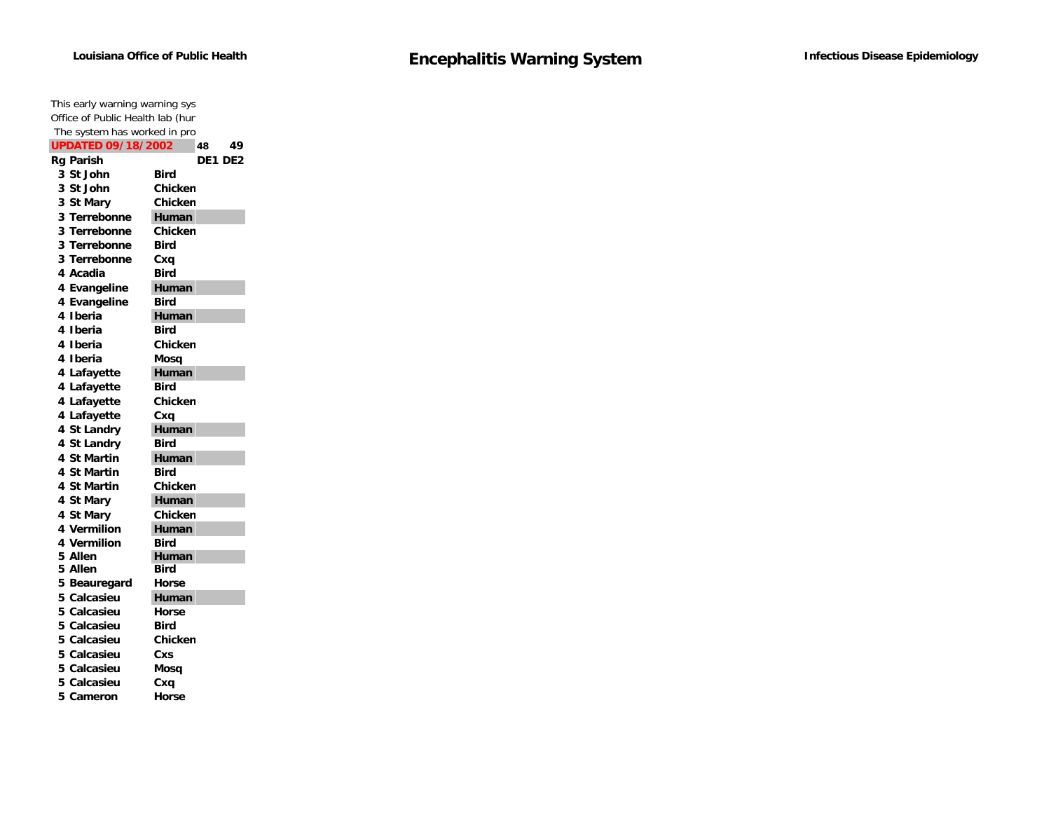**Louisiana Office of Public Health**

# Encephalitis Warning System

**Infectious Disease Epidemiology**

This early warning warning sys
Office of Public Health lab (hur
The system has worked in pro

| **UPDATED 09/18/2002** | | 48 | 49 |
|---|---|---|---|
| **Rg Parish** | | **DE1** | **DE2** |
| 3 St John | Bird | | |
| 3 St John | Chicken | | |
| 3 St Mary | Chicken | | |
| 3 Terrebonne | Human | | |
| 3 Terrebonne | Chicken | | |
| 3 Terrebonne | Bird | | |
| 3 Terrebonne | Cxq | | |
| 4 Acadia | Bird | | |
| 4 Evangeline | Human | | |
| 4 Evangeline | Bird | | |
| 4 Iberia | Human | | |
| 4 Iberia | Bird | | |
| 4 Iberia | Chicken | | |
| 4 Iberia | Mosq | | |
| 4 Lafayette | Human | | |
| 4 Lafayette | Bird | | |
| 4 Lafayette | Chicken | | |
| 4 Lafayette | Cxq | | |
| 4 St Landry | Human | | |
| 4 St Landry | Bird | | |
| 4 St Martin | Human | | |
| 4 St Martin | Bird | | |
| 4 St Martin | Chicken | | |
| 4 St Mary | Human | | |
| 4 St Mary | Chicken | | |
| 4 Vermilion | Human | | |
| 4 Vermilion | Bird | | |
| 5 Allen | Human | | |
| 5 Allen | Bird | | |
| 5 Beauregard | Horse | | |
| 5 Calcasieu | Human | | |
| 5 Calcasieu | Horse | | |
| 5 Calcasieu | Bird | | |
| 5 Calcasieu | Chicken | | |
| 5 Calcasieu | Cxs | | |
| 5 Calcasieu | Mosq | | |
| 5 Calcasieu | Cxq | | |
| 5 Cameron | Horse | | |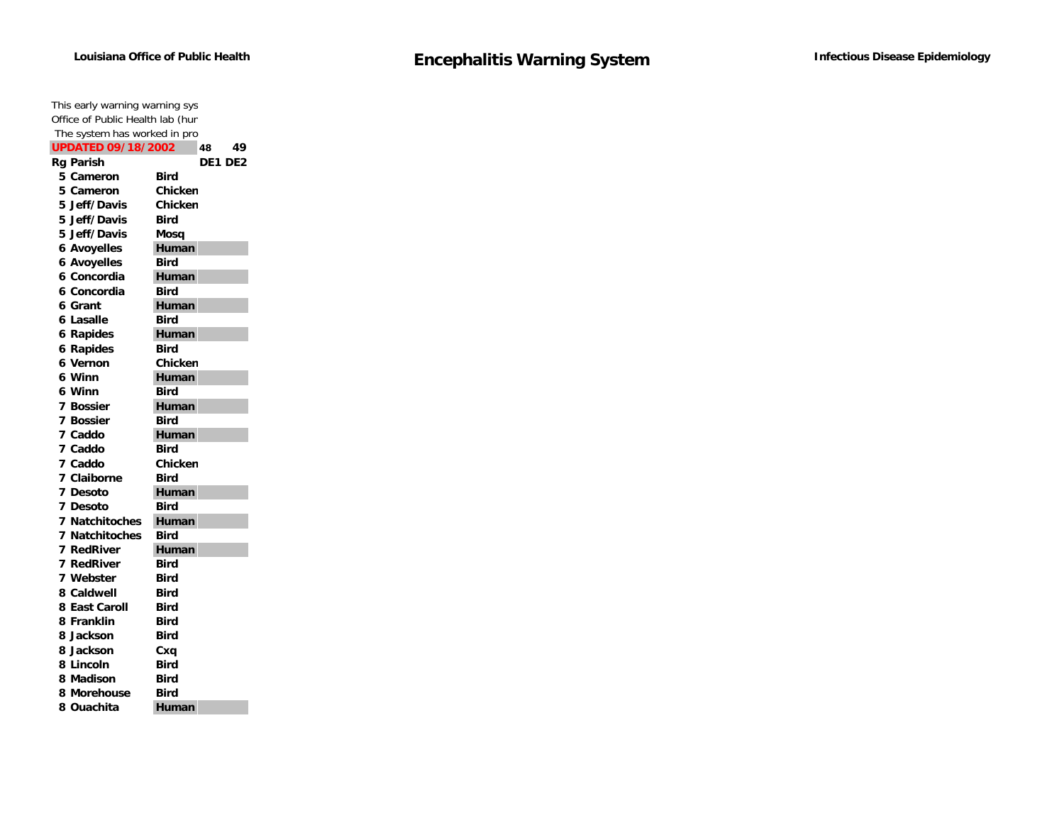Louisiana Office of Public Health

# Encephalitis Warning System

Infectious Disease Epidemiology

This early warning warning sys
Office of Public Health lab (hur
The system has worked in pro

**UPDATED 09/18/2002**

| Rg | Parish | | 48 DE1 | 49 DE2 |
|---|---|---|---|---|
| 5 | Cameron | Bird | | |
| 5 | Cameron | Chicken | | |
| 5 | Jeff/Davis | Chicken | | |
| 5 | Jeff/Davis | Bird | | |
| 5 | Jeff/Davis | Mosq | | |
| 6 | Avoyelles | Human | | |
| 6 | Avoyelles | Bird | | |
| 6 | Concordia | Human | | |
| 6 | Concordia | Bird | | |
| 6 | Grant | Human | | |
| 6 | Lasalle | Bird | | |
| 6 | Rapides | Human | | |
| 6 | Rapides | Bird | | |
| 6 | Vernon | Chicken | | |
| 6 | Winn | Human | | |
| 6 | Winn | Bird | | |
| 7 | Bossier | Human | | |
| 7 | Bossier | Bird | | |
| 7 | Caddo | Human | | |
| 7 | Caddo | Bird | | |
| 7 | Caddo | Chicken | | |
| 7 | Claiborne | Bird | | |
| 7 | Desoto | Human | | |
| 7 | Desoto | Bird | | |
| 7 | Natchitoches | Human | | |
| 7 | Natchitoches | Bird | | |
| 7 | RedRiver | Human | | |
| 7 | RedRiver | Bird | | |
| 7 | Webster | Bird | | |
| 8 | Caldwell | Bird | | |
| 8 | East Caroll | Bird | | |
| 8 | Franklin | Bird | | |
| 8 | Jackson | Bird | | |
| 8 | Jackson | Cxq | | |
| 8 | Lincoln | Bird | | |
| 8 | Madison | Bird | | |
| 8 | Morehouse | Bird | | |
| 8 | Ouachita | Human | | |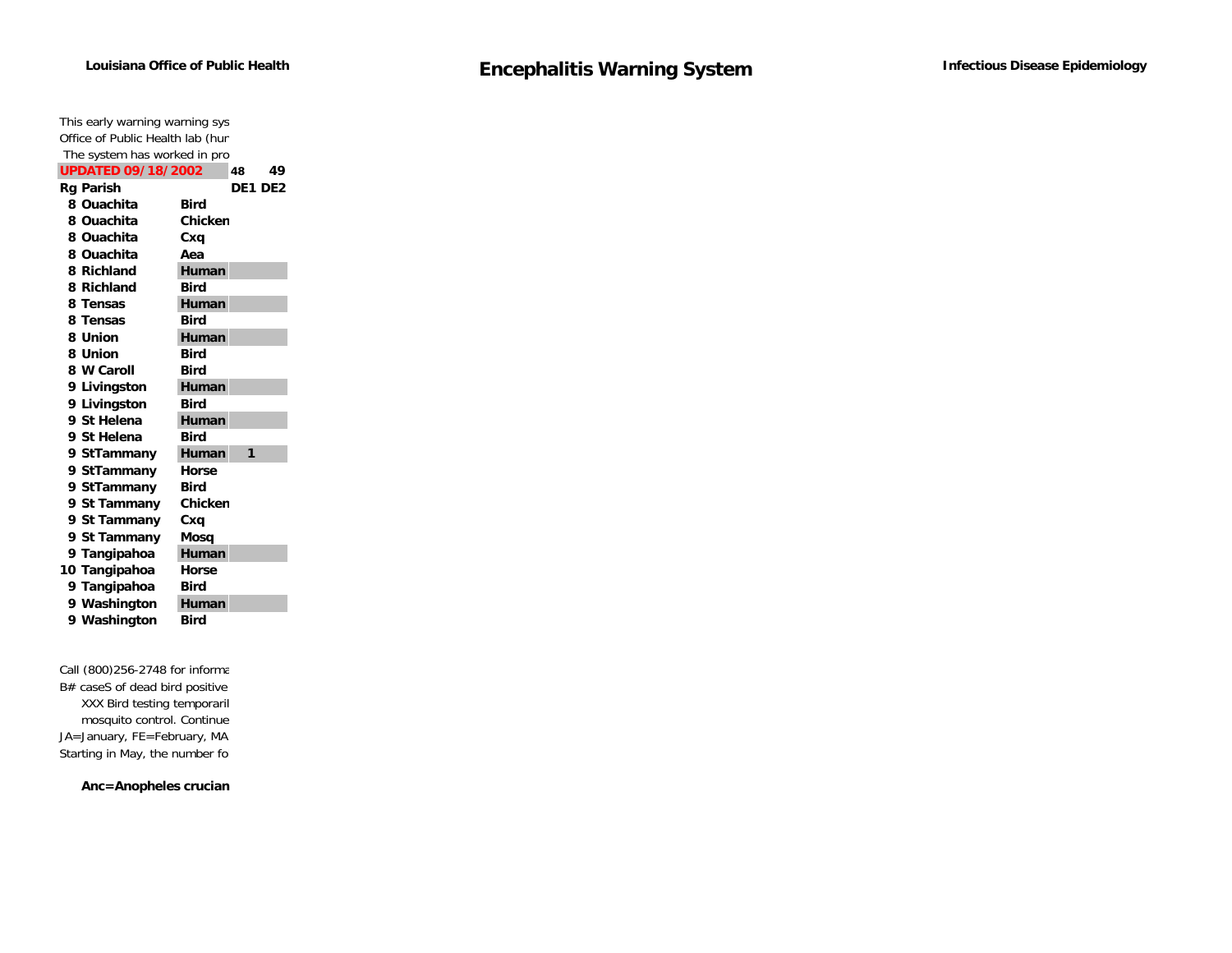Louisiana Office of Public Health

# Encephalitis Warning System

Infectious Disease Epidemiology

This early warning warning sys
Office of Public Health lab (hur
The system has worked in pro

| UPDATED 09/18/2002 | | 48 | 49 |
|---|---|---|---|
| **Rg Parish** | | **DE1** | **DE2** |
| 8 Ouachita | Bird | | |
| 8 Ouachita | Chicken | | |
| 8 Ouachita | Cxq | | |
| 8 Ouachita | Aea | | |
| 8 Richland | Human | | |
| 8 Richland | Bird | | |
| 8 Tensas | Human | | |
| 8 Tensas | Bird | | |
| 8 Union | Human | | |
| 8 Union | Bird | | |
| 8 W Caroll | Bird | | |
| 9 Livingston | Human | | |
| 9 Livingston | Bird | | |
| 9 St Helena | Human | | |
| 9 St Helena | Bird | | |
| 9 StTammany | Human | 1 | |
| 9 StTammany | Horse | | |
| 9 StTammany | Bird | | |
| 9 St Tammany | Chicken | | |
| 9 St Tammany | Cxq | | |
| 9 St Tammany | Mosq | | |
| 9 Tangipahoa | Human | | |
| 10 Tangipahoa | Horse | | |
| 9 Tangipahoa | Bird | | |
| 9 Washington | Human | | |
| 9 Washington | Bird | | |

Call (800)256-2748 for informa
B# caseS of dead bird positive
XXX Bird testing temporaril
mosquito control. Continue
JA=January, FE=February, MA
Starting in May, the number fo

**Anc=Anopheles crucian**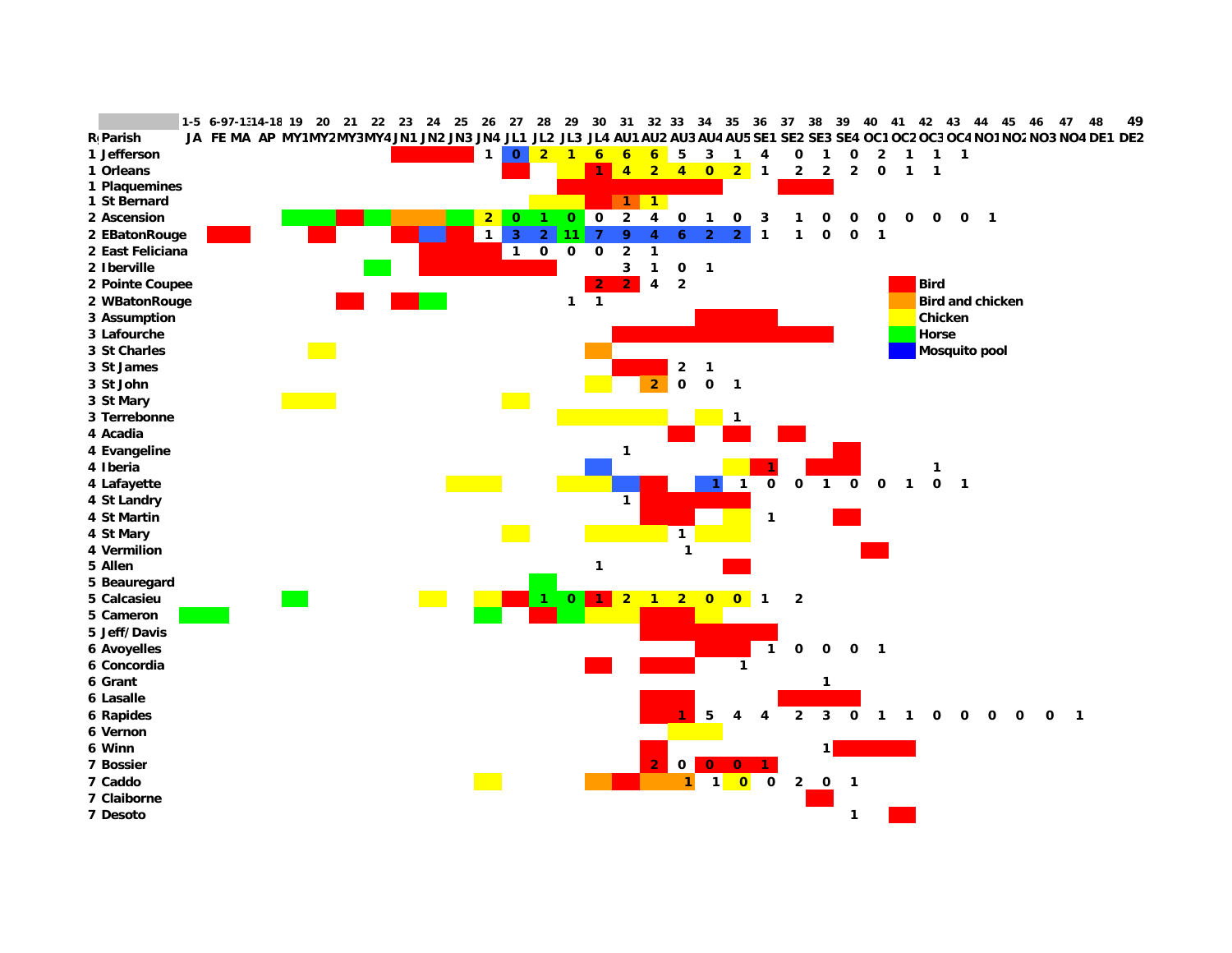| R | Parish | JA | FE | MA | AP | MY1 | MY2 | MY3 | MY4 | JN1 | JN2 | JN3 | JN4 | JL1 | JL2 | JL3 | JL4 | AU1 | AU2 | AU3 | AU4 | AU5 | SE1 | SE2 | SE3 | SE4 | OC1 | OC2 | OC3 | OC4 | NO1 | NO2 | NO3 | NO4 | DE1 | DE2 |
|---|---|---|---|---|---|---|---|---|---|---|---|---|---|---|---|---|---|---|---|---|---|---|---|---|---|---|---|---|---|---|---|---|---|---|---|---|
| | | 1-5 | 6-9 | 7-13 | 14-18 | 19 | 20 | 21 | 22 | 23 | 24 | 25 | 26 | 27 | 28 | 29 | 30 | 31 | 32 | 33 | 34 | 35 | 36 | 37 | 38 | 39 | 40 | 41 | 42 | 43 | 44 | 45 | 46 | 47 | 48 | 49 |
| 1 | Jefferson | | | | | | | | | | | | 1 | 0 | 2 | 1 | 6 | 6 | 6 | 5 | 3 | 1 | 4 | 0 | 1 | 0 | 2 | 1 | 1 | 1 | | | | | | |
| 1 | Orleans | | | | | | | | | | | | | | | | 1 | 4 | 2 | 4 | 0 | 2 | 1 | 2 | 2 | 2 | 0 | 1 | 1 | | | | | | | |
| 1 | Plaquemines | | | | | | | | | | | | | | | | | | | | | | | | | | | | | | | | | | | |
| 1 | St Bernard | | | | | | | | | | | | | | | | | 1 | 1 | | | | | | | | | | | | | | | | | |
| 2 | Ascension | | | | | | | | | | | | 2 | 0 | 1 | 0 | 0 | 2 | 4 | 0 | 1 | 0 | 3 | 1 | 0 | 0 | 0 | 0 | 0 | 0 | 1 | | | | | |
| 2 | EBatonRouge | | | | | | | | | | | | 1 | 3 | 2 | 11 | 7 | 9 | 4 | 6 | 2 | 2 | 1 | 1 | 0 | 0 | 1 | | | | | | | | | |
| 2 | East Feliciana | | | | | | | | | | | | | 1 | 0 | 0 | 0 | 2 | 1 | | | | | | | | | | | | | | | | | |
| 2 | Iberville | | | | | | | | | | | | | | | | | 3 | 1 | 0 | 1 | | | | | | | | | | | | | | | |
| 2 | Pointe Coupee | | | | | | | | | | | | | | | | 2 | 2 | 4 | 2 | | | | | | | | | | | | | | | | |
| 2 | WBatonRouge | | | | | | | | | | | | | | | 1 | 1 | | | | | | | | | | | | | | | | | | | |
| 3 | Assumption | | | | | | | | | | | | | | | | | | | | | | | | | | | | | | | | | | | |
| 3 | Lafourche | | | | | | | | | | | | | | | | | | | | | | | | | | | | | | | | | | | |
| 3 | St Charles | | | | | | | | | | | | | | | | | | | | | | | | | | | | | | | | | | | |
| 3 | St James | | | | | | | | | | | | | | | | | | | 2 | 1 | | | | | | | | | | | | | | | |
| 3 | St John | | | | | | | | | | | | | | | | | | 2 | 0 | 0 | 1 | | | | | | | | | | | | | | |
| 3 | St Mary | | | | | | | | | | | | | | | | | | | | | | | | | | | | | | | | | | | |
| 3 | Terrebonne | | | | | | | | | | | | | | | | | | | | | 1 | | | | | | | | | | | | | | |
| 4 | Acadia | | | | | | | | | | | | | | | | | | | | | | | | | | | | | | | | | | | |
| 4 | Evangeline | | | | | | | | | | | | | | | | | 1 | | | | | | | | | | | | | | | | | | |
| 4 | Iberia | | | | | | | | | | | | | | | | | | | | | | 1 | | | | | | 1 | | | | | | | |
| 4 | Lafayette | | | | | | | | | | | | | | | | | | | | 1 | 1 | 0 | 0 | 1 | 0 | 0 | 1 | 0 | 1 | | | | | | |
| 4 | St Landry | | | | | | | | | | | | | | | | | 1 | | | | | | | | | | | | | | | | | | |
| 4 | St Martin | | | | | | | | | | | | | | | | | | | | | | 1 | | | | | | | | | | | | | |
| 4 | St Mary | | | | | | | | | | | | | | | | | | | 1 | | | | | | | | | | | | | | | | |
| 4 | Vermilion | | | | | | | | | | | | | | | | | | | 1 | | | | | | | | | | | | | | | | |
| 5 | Allen | | | | | | | | | | | | | | | | 1 | | | | | | | | | | | | | | | | | | | |
| 5 | Beauregard | | | | | | | | | | | | | | | | | | | | | | | | | | | | | | | | | | | |
| 5 | Calcasieu | | | | | | | | | | | | | | 1 | 0 | 1 | 2 | 1 | 2 | 0 | 0 | 1 | 2 | | | | | | | | | | | | |
| 5 | Cameron | | | | | | | | | | | | | | | | | | | | | | | | | | | | | | | | | | | |
| 5 | Jeff/Davis | | | | | | | | | | | | | | | | | | | | | | | | | | | | | | | | | | | |
| 6 | Avoyelles | | | | | | | | | | | | | | | | | | | | | | 1 | 0 | 0 | 0 | 1 | | | | | | | | | |
| 6 | Concordia | | | | | | | | | | | | | | | | | | | | | 1 | | | | | | | | | | | | | | |
| 6 | Grant | | | | | | | | | | | | | | | | | | | | | | | | 1 | | | | | | | | | | | |
| 6 | Lasalle | | | | | | | | | | | | | | | | | | | | | | | | | | | | | | | | | | | |
| 6 | Rapides | | | | | | | | | | | | | | | | | | | 1 | 5 | 4 | 4 | 2 | 3 | 0 | 1 | 1 | 0 | 0 | 0 | 0 | 0 | 1 | | |
| 6 | Vernon | | | | | | | | | | | | | | | | | | | | | | | | | | | | | | | | | | | |
| 6 | Winn | | | | | | | | | | | | | | | | | | | | | | | | 1 | | | | | | | | | | | |
| 7 | Bossier | | | | | | | | | | | | | | | | | | 2 | 0 | 0 | 0 | 1 | | | | | | | | | | | | | |
| 7 | Caddo | | | | | | | | | | | | | | | | | | | 1 | 1 | 0 | 0 | 2 | 0 | 1 | | | | | | | | | | |
| 7 | Claiborne | | | | | | | | | | | | | | | | | | | | | | | | | | | | | | | | | | | |
| 7 | Desoto | | | | | | | | | | | | | | | | | | | | | | | | | 1 | | | | | | | | | | |

- Bird
- Bird and chicken
- Chicken
- Horse
- Mosquito pool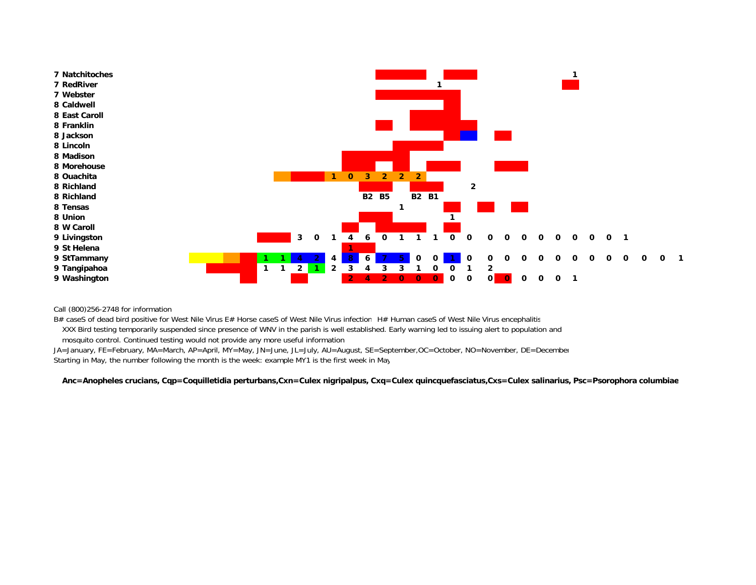| | | | | | | | | | | | | | | | | | | | | | | | | | | | | | | |
|---|---|---|---|---|---|---|---|---|---|---|---|---|---|---|---|---|---|---|---|---|---|---|---|---|---|---|---|---|---|---|
| **7** | **Natchitoches** | | | | | | | | | | | | | | | | | | | | | | | **1** | | | | | | |
| **7** | **RedRiver** | | | | | | | | | | | | | | | **1** | | | | | | | | | | | | | | |
| **7** | **Webster** | | | | | | | | | | | | | | | | | | | | | | | | | | | | | |
| **8** | **Caldwell** | | | | | | | | | | | | | | | | | | | | | | | | | | | | | |
| **8** | **East Caroll** | | | | | | | | | | | | | | | | | | | | | | | | | | | | | |
| **8** | **Franklin** | | | | | | | | | | | | | | | | | | | | | | | | | | | | | |
| **8** | **Jackson** | | | | | | | | | | | | | | | | | | | | | | | | | | | | | |
| **8** | **Lincoln** | | | | | | | | | | | | | | | | | | | | | | | | | | | | | |
| **8** | **Madison** | | | | | | | | | | | | | | | | | | | | | | | | | | | | | |
| **8** | **Morehouse** | | | | | | | | | | | | | | | | | | | | | | | | | | | | | |
| **8** | **Ouachita** | | | | | | | | | **1** | **0** | **3** | **2** | **2** | **2** | | | | | | | | | | | | | | | |
| **8** | **Richland** | | | | | | | | | | | | | | | | | **2** | | | | | | | | | | | | |
| **8** | **Richland** | | | | | | | | | | | **B2** | **B5** | | **B2** | **B1** | | | | | | | | | | | | | | |
| **8** | **Tensas** | | | | | | | | | | | | | **1** | | | | | | | | | | | | | | | | |
| **8** | **Union** | | | | | | | | | | | | | | | | **1** | | | | | | | | | | | | | |
| **8** | **W Caroll** | | | | | | | | | | | | | | | | | | | | | | | | | | | | | |
| **9** | **Livingston** | | | | | | | **3** | **0** | **1** | **4** | **6** | **0** | **1** | **1** | **1** | **0** | **0** | **0** | **0** | **0** | **0** | **0** | **0** | **0** | **0** | **1** | | | |
| **9** | **St Helena** | | | | | | | | | | **1** | | | | | | | | | | | | | | | | | | | |
| **9** | **StTammany** | | | | | **1** | **1** | **4** | **2** | **4** | **8** | **6** | **7** | **5** | **0** | **0** | **1** | **0** | **0** | **0** | **0** | **0** | **0** | **0** | **0** | **0** | **0** | **0** | **0** | **1** |
| **9** | **Tangipahoa** | | | | | **1** | **1** | **2** | **1** | **2** | **3** | **4** | **3** | **3** | **1** | **0** | **0** | **1** | **2** | | | | | | | | | | | |
| **9** | **Washington** | | | | | | | | | | **2** | **4** | **2** | **0** | **0** | **0** | **0** | **0** | **0** | **0** | **0** | **0** | **0** | **1** | | | | | | |

Call (800)256-2748 for information

B# caseS of dead bird positive for West Nile Virus E# Horse caseS of West Nile Virus infection H# Human caseS of West Nile Virus encephalitis

XXX Bird testing temporarily suspended since presence of WNV in the parish is well established. Early warning led to issuing alert to population and mosquito control. Continued testing would not provide any more useful information

JA=January, FE=February, MA=March, AP=April, MY=May, JN=June, JL=July, AU=August, SE=September,OC=October, NO=November, DE=December

Starting in May, the number following the month is the week: example MY1 is the first week in May

**Anc=Anopheles crucians, Cqp=Coquilletidia perturbans,Cxn=Culex nigripalpus, Cxq=Culex quincquefasciatus,Cxs=Culex salinarius, Psc=Psorophora columbiae**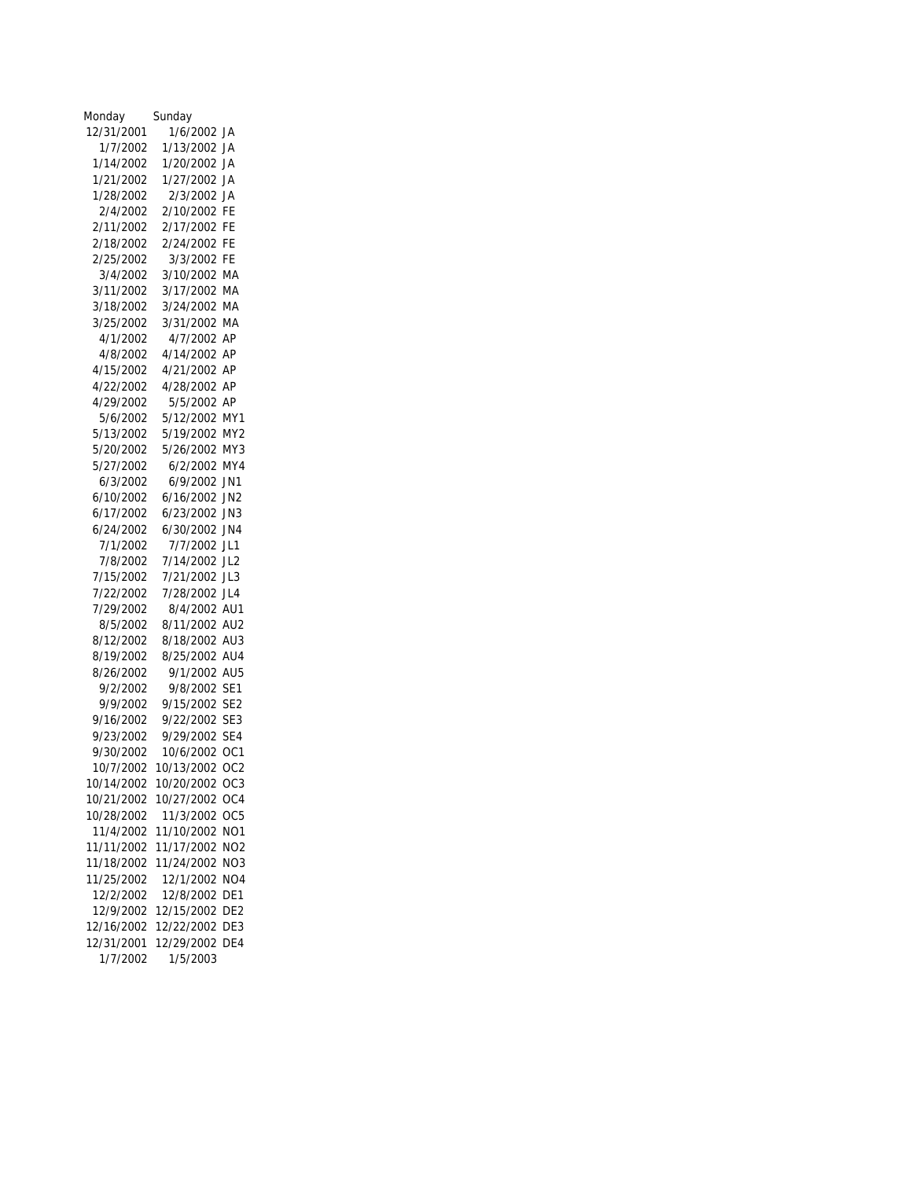| Monday | Sunday | |
|---|---|---|
| 12/31/2001 | 1/6/2002 | JA |
| 1/7/2002 | 1/13/2002 | JA |
| 1/14/2002 | 1/20/2002 | JA |
| 1/21/2002 | 1/27/2002 | JA |
| 1/28/2002 | 2/3/2002 | JA |
| 2/4/2002 | 2/10/2002 | FE |
| 2/11/2002 | 2/17/2002 | FE |
| 2/18/2002 | 2/24/2002 | FE |
| 2/25/2002 | 3/3/2002 | FE |
| 3/4/2002 | 3/10/2002 | MA |
| 3/11/2002 | 3/17/2002 | MA |
| 3/18/2002 | 3/24/2002 | MA |
| 3/25/2002 | 3/31/2002 | MA |
| 4/1/2002 | 4/7/2002 | AP |
| 4/8/2002 | 4/14/2002 | AP |
| 4/15/2002 | 4/21/2002 | AP |
| 4/22/2002 | 4/28/2002 | AP |
| 4/29/2002 | 5/5/2002 | AP |
| 5/6/2002 | 5/12/2002 | MY1 |
| 5/13/2002 | 5/19/2002 | MY2 |
| 5/20/2002 | 5/26/2002 | MY3 |
| 5/27/2002 | 6/2/2002 | MY4 |
| 6/3/2002 | 6/9/2002 | JN1 |
| 6/10/2002 | 6/16/2002 | JN2 |
| 6/17/2002 | 6/23/2002 | JN3 |
| 6/24/2002 | 6/30/2002 | JN4 |
| 7/1/2002 | 7/7/2002 | JL1 |
| 7/8/2002 | 7/14/2002 | JL2 |
| 7/15/2002 | 7/21/2002 | JL3 |
| 7/22/2002 | 7/28/2002 | JL4 |
| 7/29/2002 | 8/4/2002 | AU1 |
| 8/5/2002 | 8/11/2002 | AU2 |
| 8/12/2002 | 8/18/2002 | AU3 |
| 8/19/2002 | 8/25/2002 | AU4 |
| 8/26/2002 | 9/1/2002 | AU5 |
| 9/2/2002 | 9/8/2002 | SE1 |
| 9/9/2002 | 9/15/2002 | SE2 |
| 9/16/2002 | 9/22/2002 | SE3 |
| 9/23/2002 | 9/29/2002 | SE4 |
| 9/30/2002 | 10/6/2002 | OC1 |
| 10/7/2002 | 10/13/2002 | OC2 |
| 10/14/2002 | 10/20/2002 | OC3 |
| 10/21/2002 | 10/27/2002 | OC4 |
| 10/28/2002 | 11/3/2002 | OC5 |
| 11/4/2002 | 11/10/2002 | NO1 |
| 11/11/2002 | 11/17/2002 | NO2 |
| 11/18/2002 | 11/24/2002 | NO3 |
| 11/25/2002 | 12/1/2002 | NO4 |
| 12/2/2002 | 12/8/2002 | DE1 |
| 12/9/2002 | 12/15/2002 | DE2 |
| 12/16/2002 | 12/22/2002 | DE3 |
| 12/31/2001 | 12/29/2002 | DE4 |
| 1/7/2002 | 1/5/2003 | |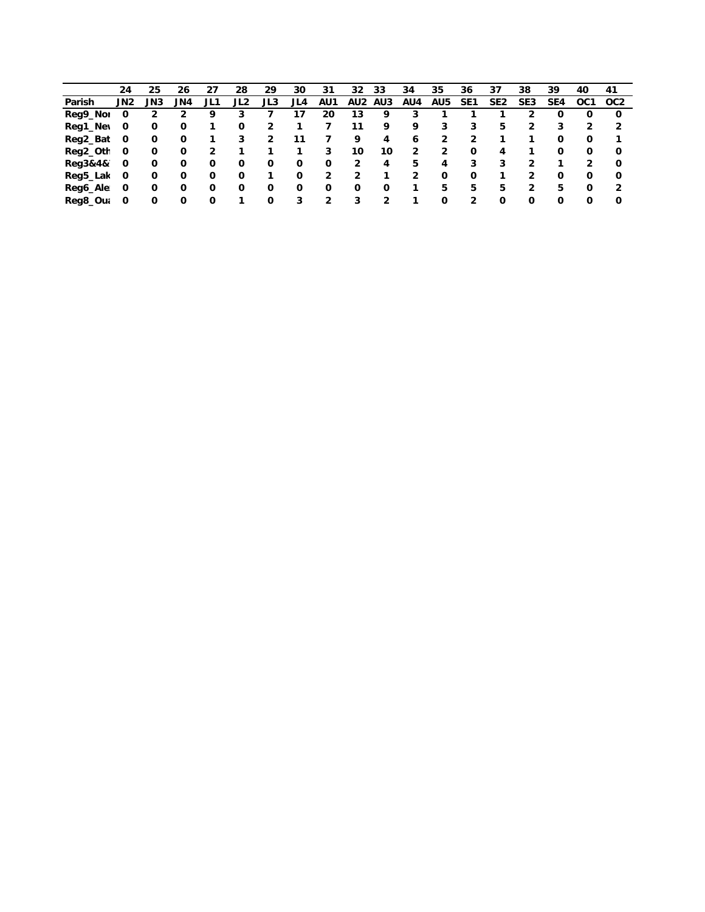| | 24 | 25 | 26 | 27 | 28 | 29 | 30 | 31 | 32 | 33 | 34 | 35 | 36 | 37 | 38 | 39 | 40 | 41 |
|---|---|---|---|---|---|---|---|---|---|---|---|---|---|---|---|---|---|---|
| Parish | JN2 | JN3 | JN4 | JL1 | JL2 | JL3 | JL4 | AU1 | AU2 | AU3 | AU4 | AU5 | SE1 | SE2 | SE3 | SE4 | OC1 | OC2 |
| Reg9_Nor | 0 | 2 | 2 | 9 | 3 | 7 | 17 | 20 | 13 | 9 | 3 | 1 | 1 | 1 | 2 | 0 | 0 | 0 |
| Reg1_New | 0 | 0 | 0 | 1 | 0 | 2 | 1 | 7 | 11 | 9 | 9 | 3 | 3 | 5 | 2 | 3 | 2 | 2 |
| Reg2_Bat | 0 | 0 | 0 | 1 | 3 | 2 | 11 | 7 | 9 | 4 | 6 | 2 | 2 | 1 | 1 | 0 | 0 | 1 |
| Reg2_Oth | 0 | 0 | 0 | 2 | 1 | 1 | 1 | 3 | 10 | 10 | 2 | 2 | 0 | 4 | 1 | 0 | 0 | 0 |
| Reg3&4& | 0 | 0 | 0 | 0 | 0 | 0 | 0 | 0 | 2 | 4 | 5 | 4 | 3 | 3 | 2 | 1 | 2 | 0 |
| Reg5_Lak | 0 | 0 | 0 | 0 | 0 | 1 | 0 | 2 | 2 | 1 | 2 | 0 | 0 | 1 | 2 | 0 | 0 | 0 |
| Reg6_Ale | 0 | 0 | 0 | 0 | 0 | 0 | 0 | 0 | 0 | 0 | 1 | 5 | 5 | 5 | 2 | 5 | 0 | 2 |
| Reg8_Oua | 0 | 0 | 0 | 0 | 1 | 0 | 3 | 2 | 3 | 2 | 1 | 0 | 2 | 0 | 0 | 0 | 0 | 0 |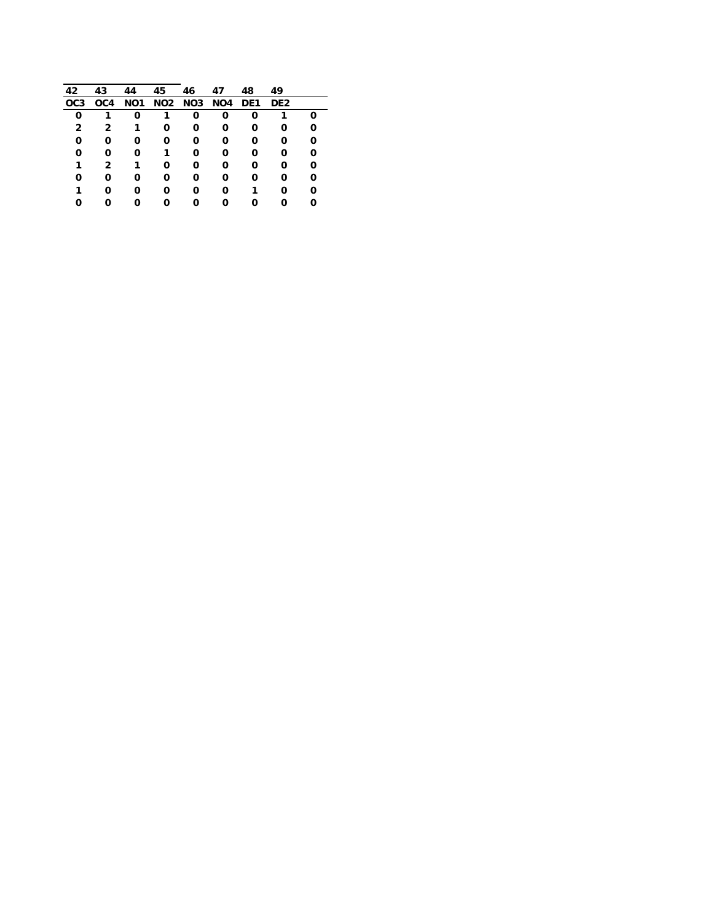| 42 | 43 | 44 | 45 | 46 | 47 | 48 | 49 | |
|---|---|---|---|---|---|---|---|---|
| **OC3** | **OC4** | **NO1** | **NO2** | **NO3** | **NO4** | **DE1** | **DE2** | |
| **0** | **1** | **0** | **1** | **0** | **0** | **0** | **1** | **0** |
| **2** | **2** | **1** | **0** | **0** | **0** | **0** | **0** | **0** |
| **0** | **0** | **0** | **0** | **0** | **0** | **0** | **0** | **0** |
| **0** | **0** | **0** | **1** | **0** | **0** | **0** | **0** | **0** |
| **1** | **2** | **1** | **0** | **0** | **0** | **0** | **0** | **0** |
| **0** | **0** | **0** | **0** | **0** | **0** | **0** | **0** | **0** |
| **1** | **0** | **0** | **0** | **0** | **0** | **1** | **0** | **0** |
| **0** | **0** | **0** | **0** | **0** | **0** | **0** | **0** | **0** |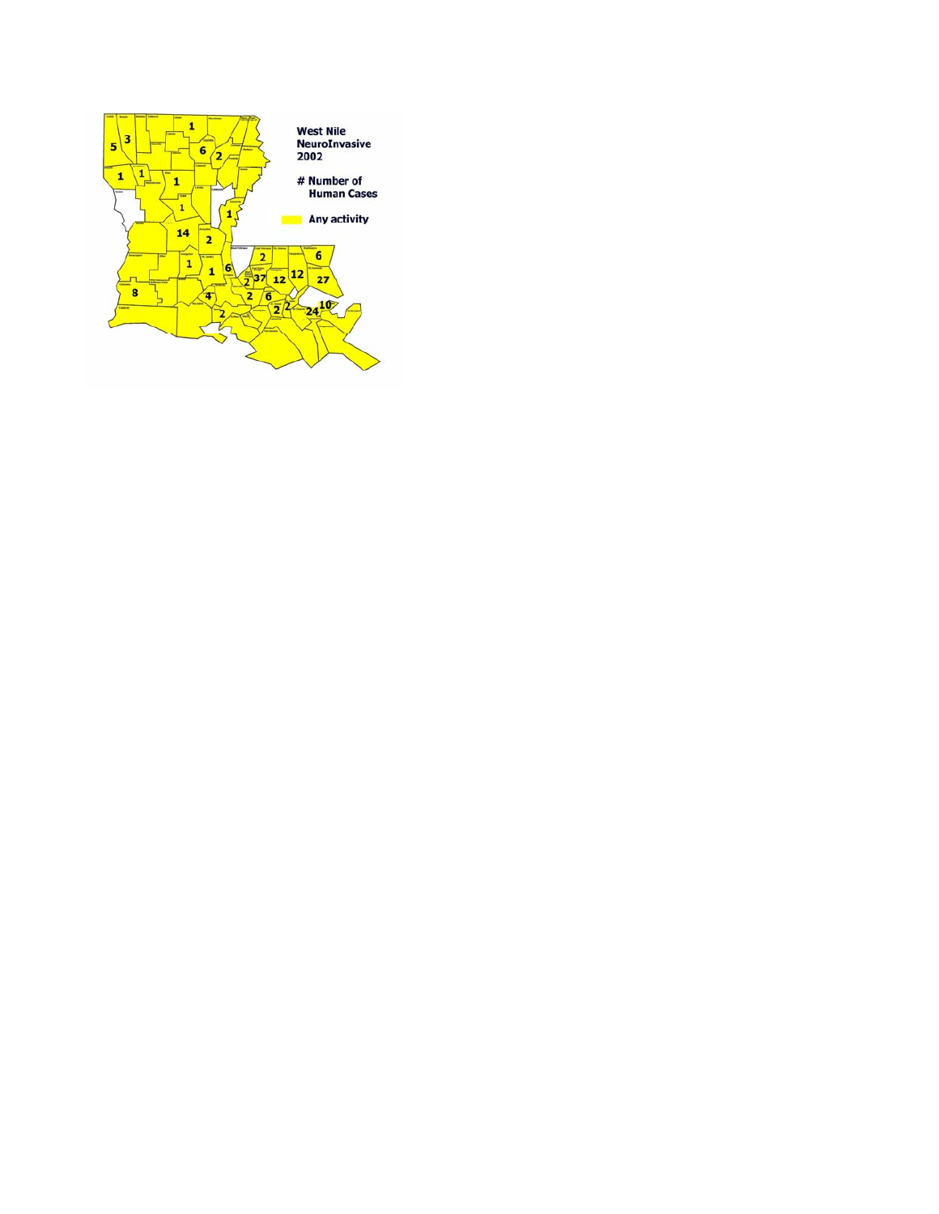West Nile
NeuroInvasive
2002

# Number of
Human Cases

Any activity

5
3
1
6
2
1
1
1
1
1
14
2
1
1
6
2
6
2
37
12
12
27
8
4
2
6
2
2
2
24
10